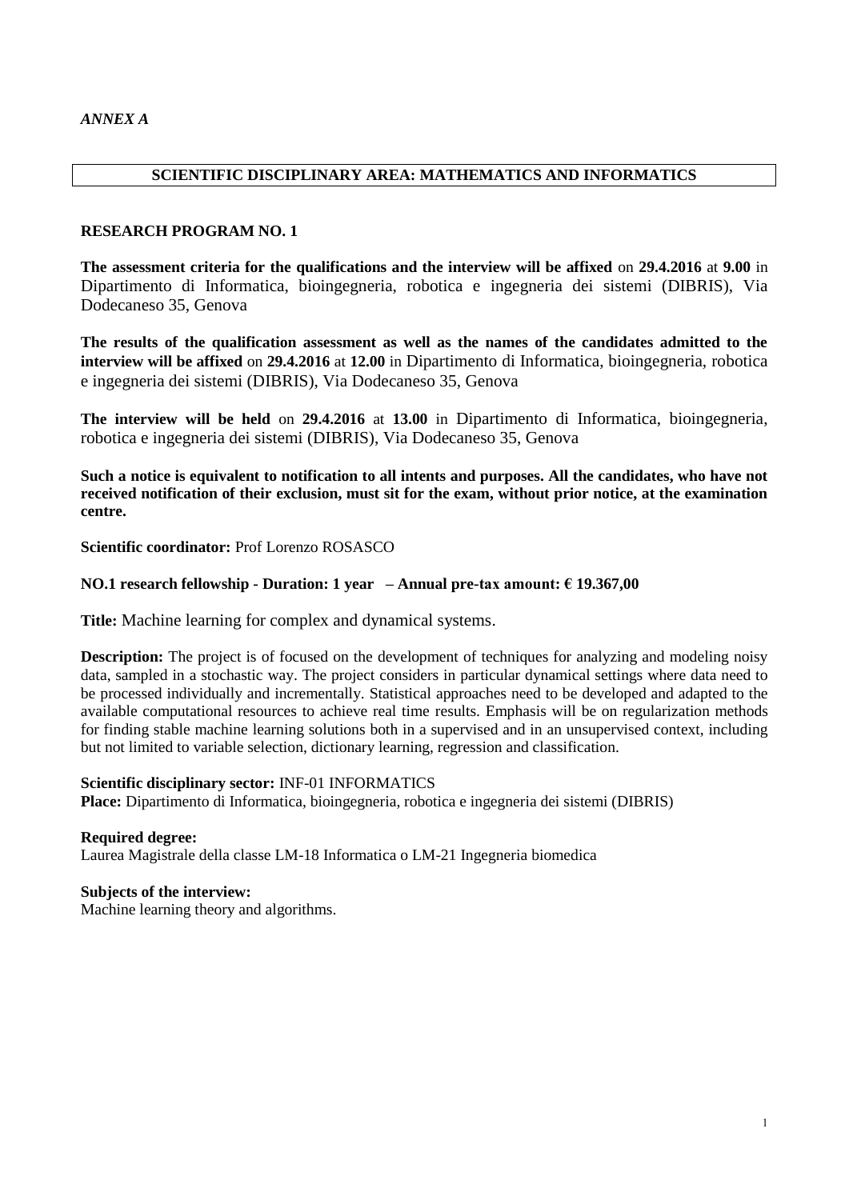*ANNEX A*

## SCIENTIFIC DISCIPLINARY AREA: MATHEMATICS AND INFORMATICS

### RESEARCH PROGRAM NO. 1

**The assessment criteria for the qualifications and the interview will be affixed** on **29.4.2016** at **9.00** in Dipartimento di Informatica, bioingegneria, robotica e ingegneria dei sistemi (DIBRIS), Via Dodecaneso 35, Genova

**The results of the qualification assessment as well as the names of the candidates admitted to the interview will be affixed** on **29.4.2016** at **12.00** in Dipartimento di Informatica, bioingegneria, robotica e ingegneria dei sistemi (DIBRIS), Via Dodecaneso 35, Genova

**The interview will be held** on **29.4.2016** at **13.00** in Dipartimento di Informatica, bioingegneria, robotica e ingegneria dei sistemi (DIBRIS), Via Dodecaneso 35, Genova

**Such a notice is equivalent to notification to all intents and purposes. All the candidates, who have not received notification of their exclusion, must sit for the exam, without prior notice, at the examination centre.**

**Scientific coordinator:** Prof Lorenzo ROSASCO

**NO.1 research fellowship - Duration: 1 year – Annual pre-tax amount: € 19.367,00**

**Title:** Machine learning for complex and dynamical systems.

**Description:** The project is of focused on the development of techniques for analyzing and modeling noisy data, sampled in a stochastic way. The project considers in particular dynamical settings where data need to be processed individually and incrementally. Statistical approaches need to be developed and adapted to the available computational resources to achieve real time results. Emphasis will be on regularization methods for finding stable machine learning solutions both in a supervised and in an unsupervised context, including but not limited to variable selection, dictionary learning, regression and classification.

**Scientific disciplinary sector:** INF-01 INFORMATICS
**Place:** Dipartimento di Informatica, bioingegneria, robotica e ingegneria dei sistemi (DIBRIS)

**Required degree:**
Laurea Magistrale della classe LM-18 Informatica o LM-21 Ingegneria biomedica

**Subjects of the interview:**
Machine learning theory and algorithms.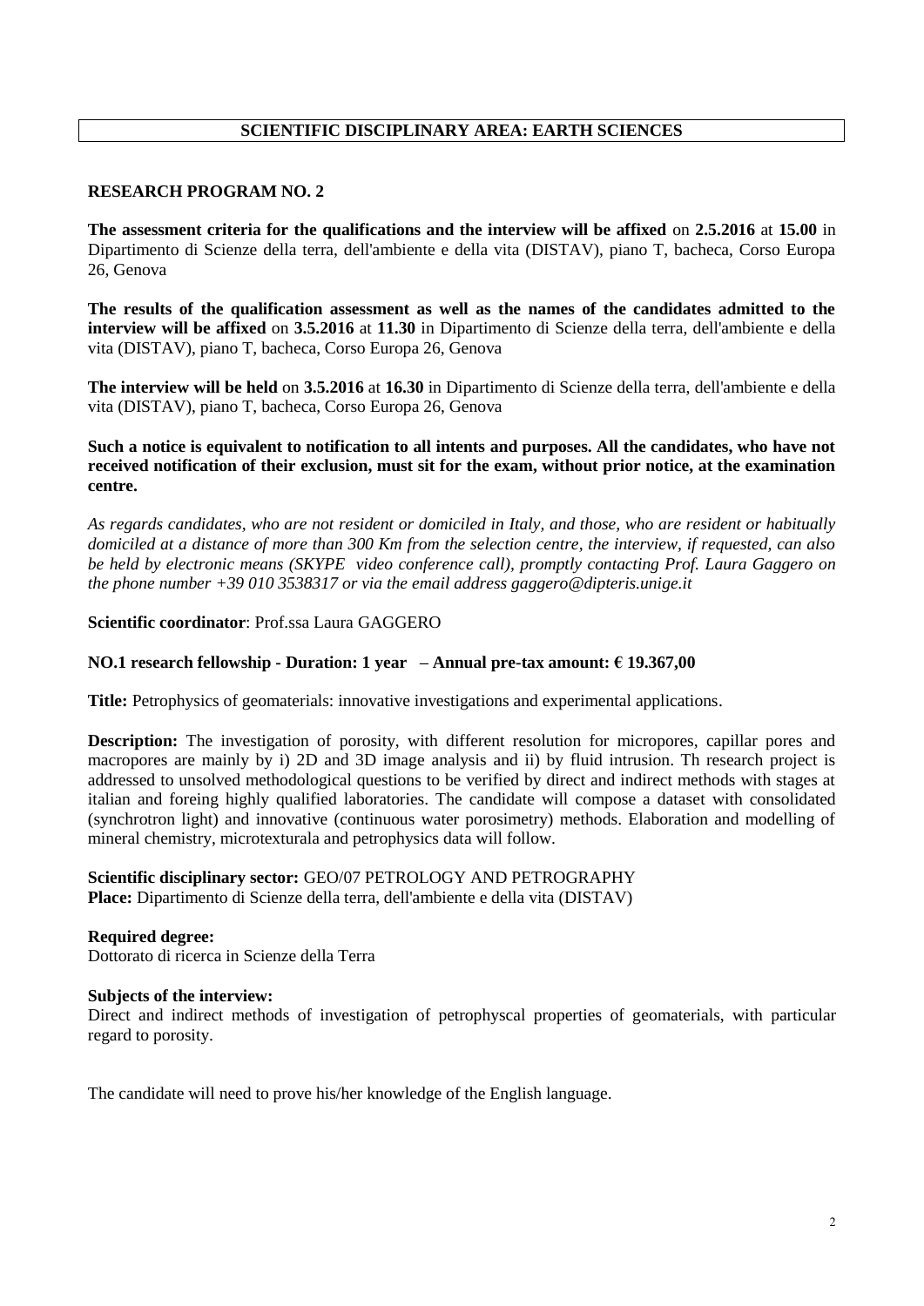## SCIENTIFIC DISCIPLINARY AREA: EARTH SCIENCES

### RESEARCH PROGRAM NO. 2

**The assessment criteria for the qualifications and the interview will be affixed** on **2.5.2016** at **15.00** in Dipartimento di Scienze della terra, dell'ambiente e della vita (DISTAV), piano T, bacheca, Corso Europa 26, Genova

**The results of the qualification assessment as well as the names of the candidates admitted to the interview will be affixed** on **3.5.2016** at **11.30** in Dipartimento di Scienze della terra, dell'ambiente e della vita (DISTAV), piano T, bacheca, Corso Europa 26, Genova

**The interview will be held** on **3.5.2016** at **16.30** in Dipartimento di Scienze della terra, dell'ambiente e della vita (DISTAV), piano T, bacheca, Corso Europa 26, Genova

**Such a notice is equivalent to notification to all intents and purposes. All the candidates, who have not received notification of their exclusion, must sit for the exam, without prior notice, at the examination centre.**

*As regards candidates, who are not resident or domiciled in Italy, and those, who are resident or habitually domiciled at a distance of more than 300 Km from the selection centre, the interview, if requested, can also be held by electronic means (SKYPE video conference call), promptly contacting Prof. Laura Gaggero on the phone number +39 010 3538317 or via the email address gaggero@dipteris.unige.it*

**Scientific coordinator**: Prof.ssa Laura GAGGERO

**NO.1 research fellowship - Duration: 1 year – Annual pre-tax amount: € 19.367,00**

**Title:** Petrophysics of geomaterials: innovative investigations and experimental applications.

**Description:** The investigation of porosity, with different resolution for micropores, capillar pores and macropores are mainly by i) 2D and 3D image analysis and ii) by fluid intrusion. Th research project is addressed to unsolved methodological questions to be verified by direct and indirect methods with stages at italian and foreing highly qualified laboratories. The candidate will compose a dataset with consolidated (synchrotron light) and innovative (continuous water porosimetry) methods. Elaboration and modelling of mineral chemistry, microtexturala and petrophysics data will follow.

**Scientific disciplinary sector:** GEO/07 PETROLOGY AND PETROGRAPHY
**Place:** Dipartimento di Scienze della terra, dell'ambiente e della vita (DISTAV)

**Required degree:**
Dottorato di ricerca in Scienze della Terra

**Subjects of the interview:**
Direct and indirect methods of investigation of petrophyscal properties of geomaterials, with particular regard to porosity.

The candidate will need to prove his/her knowledge of the English language.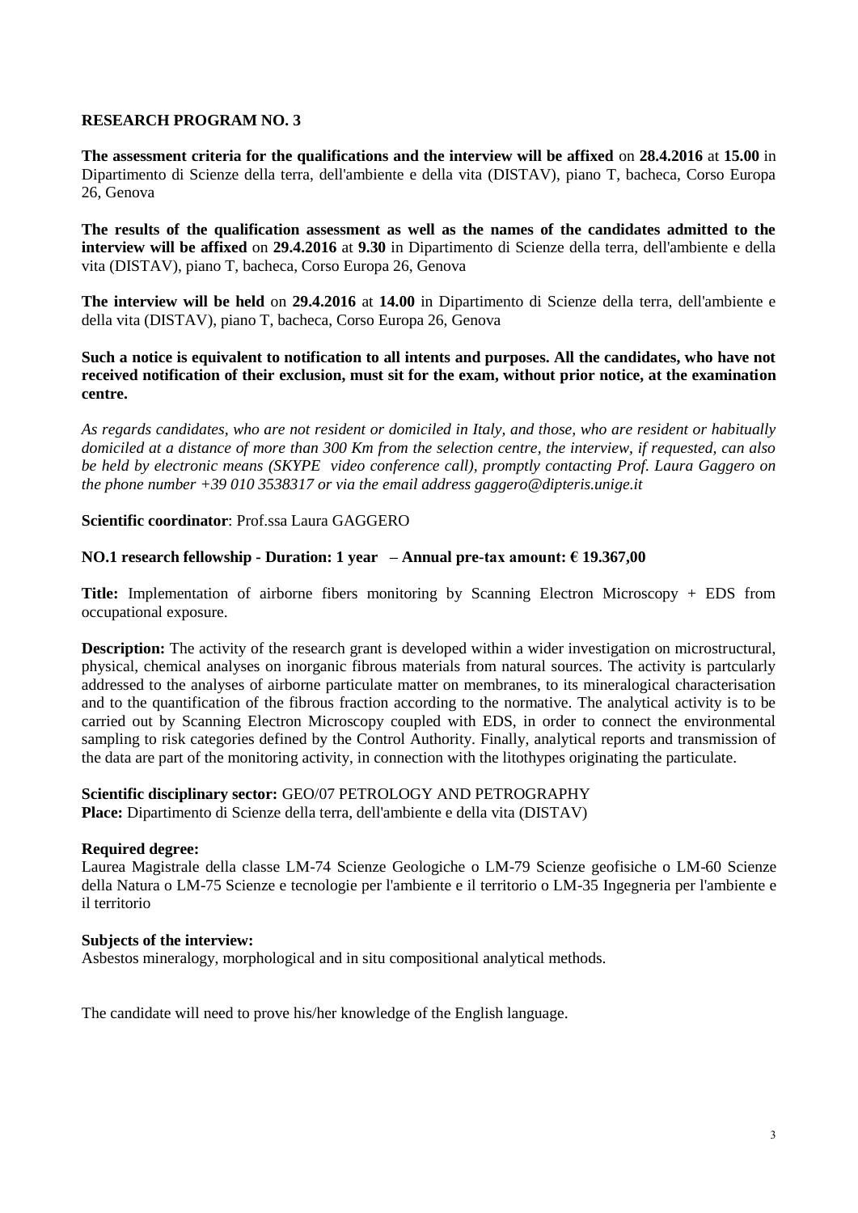### RESEARCH PROGRAM NO. 3

**The assessment criteria for the qualifications and the interview will be affixed** on **28.4.2016** at **15.00** in Dipartimento di Scienze della terra, dell'ambiente e della vita (DISTAV), piano T, bacheca, Corso Europa 26, Genova

**The results of the qualification assessment as well as the names of the candidates admitted to the interview will be affixed** on **29.4.2016** at **9.30** in Dipartimento di Scienze della terra, dell'ambiente e della vita (DISTAV), piano T, bacheca, Corso Europa 26, Genova

**The interview will be held** on **29.4.2016** at **14.00** in Dipartimento di Scienze della terra, dell'ambiente e della vita (DISTAV), piano T, bacheca, Corso Europa 26, Genova

**Such a notice is equivalent to notification to all intents and purposes. All the candidates, who have not received notification of their exclusion, must sit for the exam, without prior notice, at the examination centre.**

*As regards candidates, who are not resident or domiciled in Italy, and those, who are resident or habitually domiciled at a distance of more than 300 Km from the selection centre, the interview, if requested, can also be held by electronic means (SKYPE video conference call), promptly contacting Prof. Laura Gaggero on the phone number +39 010 3538317 or via the email address gaggero@dipteris.unige.it*

**Scientific coordinator**: Prof.ssa Laura GAGGERO

**NO.1 research fellowship - Duration: 1 year – Annual pre-tax amount: € 19.367,00**

**Title:** Implementation of airborne fibers monitoring by Scanning Electron Microscopy + EDS from occupational exposure.

**Description:** The activity of the research grant is developed within a wider investigation on microstructural, physical, chemical analyses on inorganic fibrous materials from natural sources. The activity is partcularly addressed to the analyses of airborne particulate matter on membranes, to its mineralogical characterisation and to the quantification of the fibrous fraction according to the normative. The analytical activity is to be carried out by Scanning Electron Microscopy coupled with EDS, in order to connect the environmental sampling to risk categories defined by the Control Authority. Finally, analytical reports and transmission of the data are part of the monitoring activity, in connection with the litothypes originating the particulate.

**Scientific disciplinary sector:** GEO/07 PETROLOGY AND PETROGRAPHY
**Place:** Dipartimento di Scienze della terra, dell'ambiente e della vita (DISTAV)

**Required degree:**
Laurea Magistrale della classe LM-74 Scienze Geologiche o LM-79 Scienze geofisiche o LM-60 Scienze della Natura o LM-75 Scienze e tecnologie per l'ambiente e il territorio o LM-35 Ingegneria per l'ambiente e il territorio

**Subjects of the interview:**
Asbestos mineralogy, morphological and in situ compositional analytical methods.

The candidate will need to prove his/her knowledge of the English language.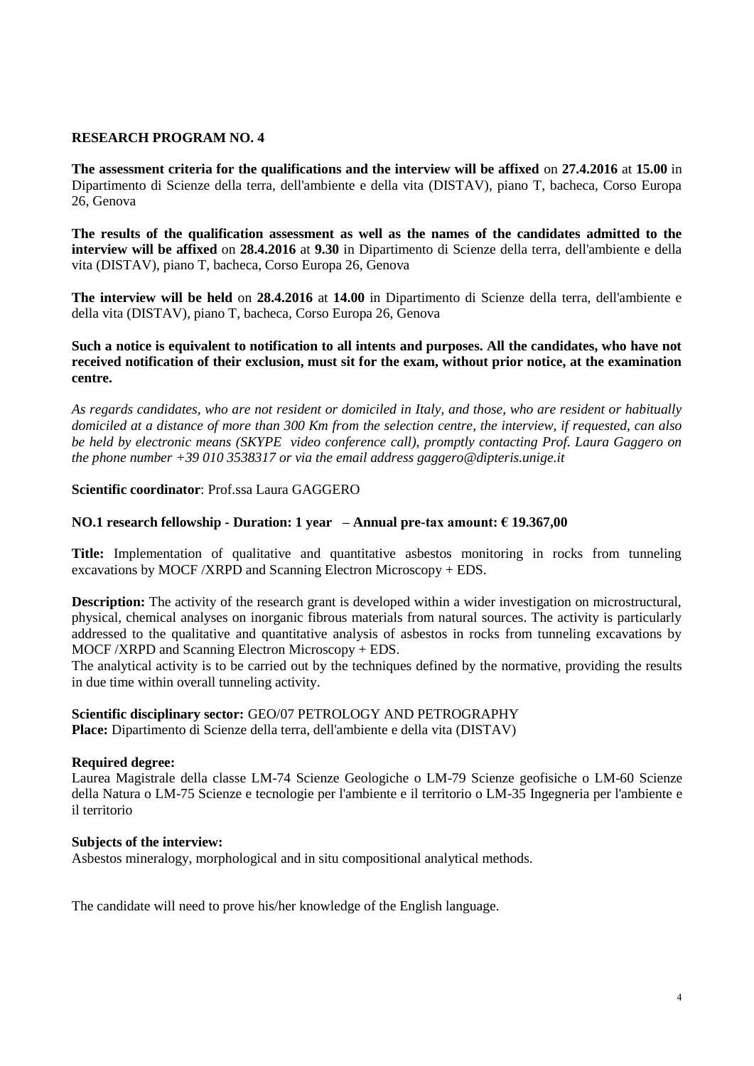### RESEARCH PROGRAM NO. 4

**The assessment criteria for the qualifications and the interview will be affixed** on **27.4.2016** at **15.00** in Dipartimento di Scienze della terra, dell'ambiente e della vita (DISTAV), piano T, bacheca, Corso Europa 26, Genova

**The results of the qualification assessment as well as the names of the candidates admitted to the interview will be affixed** on **28.4.2016** at **9.30** in Dipartimento di Scienze della terra, dell'ambiente e della vita (DISTAV), piano T, bacheca, Corso Europa 26, Genova

**The interview will be held** on **28.4.2016** at **14.00** in Dipartimento di Scienze della terra, dell'ambiente e della vita (DISTAV), piano T, bacheca, Corso Europa 26, Genova

**Such a notice is equivalent to notification to all intents and purposes. All the candidates, who have not received notification of their exclusion, must sit for the exam, without prior notice, at the examination centre.**

*As regards candidates, who are not resident or domiciled in Italy, and those, who are resident or habitually domiciled at a distance of more than 300 Km from the selection centre, the interview, if requested, can also be held by electronic means (SKYPE video conference call), promptly contacting Prof. Laura Gaggero on the phone number +39 010 3538317 or via the email address gaggero@dipteris.unige.it*

**Scientific coordinator**: Prof.ssa Laura GAGGERO

**NO.1 research fellowship - Duration: 1 year – Annual pre-tax amount: € 19.367,00**

**Title:** Implementation of qualitative and quantitative asbestos monitoring in rocks from tunneling excavations by MOCF /XRPD and Scanning Electron Microscopy + EDS.

**Description:** The activity of the research grant is developed within a wider investigation on microstructural, physical, chemical analyses on inorganic fibrous materials from natural sources. The activity is particularly addressed to the qualitative and quantitative analysis of asbestos in rocks from tunneling excavations by MOCF /XRPD and Scanning Electron Microscopy + EDS.
The analytical activity is to be carried out by the techniques defined by the normative, providing the results in due time within overall tunneling activity.

**Scientific disciplinary sector:** GEO/07 PETROLOGY AND PETROGRAPHY
**Place:** Dipartimento di Scienze della terra, dell'ambiente e della vita (DISTAV)

**Required degree:**
Laurea Magistrale della classe LM-74 Scienze Geologiche o LM-79 Scienze geofisiche o LM-60 Scienze della Natura o LM-75 Scienze e tecnologie per l'ambiente e il territorio o LM-35 Ingegneria per l'ambiente e il territorio

**Subjects of the interview:**
Asbestos mineralogy, morphological and in situ compositional analytical methods.

The candidate will need to prove his/her knowledge of the English language.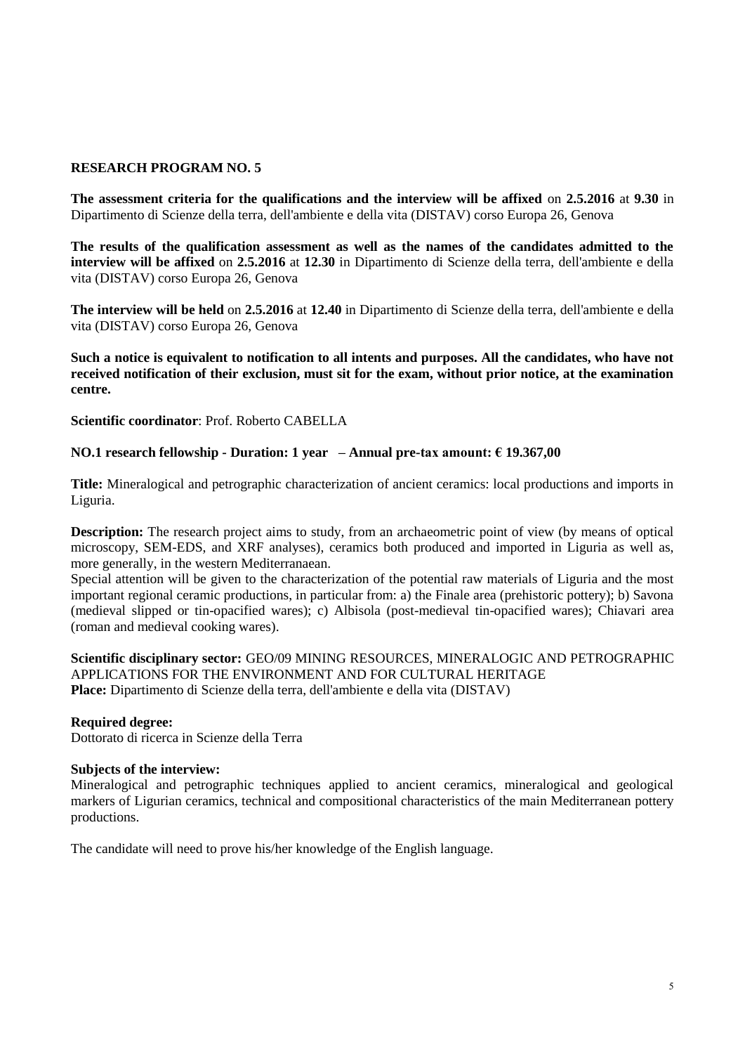## RESEARCH PROGRAM NO. 5

**The assessment criteria for the qualifications and the interview will be affixed** on **2.5.2016** at **9.30** in Dipartimento di Scienze della terra, dell'ambiente e della vita (DISTAV) corso Europa 26, Genova

**The results of the qualification assessment as well as the names of the candidates admitted to the interview will be affixed** on **2.5.2016** at **12.30** in Dipartimento di Scienze della terra, dell'ambiente e della vita (DISTAV) corso Europa 26, Genova

**The interview will be held** on **2.5.2016** at **12.40** in Dipartimento di Scienze della terra, dell'ambiente e della vita (DISTAV) corso Europa 26, Genova

**Such a notice is equivalent to notification to all intents and purposes. All the candidates, who have not received notification of their exclusion, must sit for the exam, without prior notice, at the examination centre.**

**Scientific coordinator**: Prof. Roberto CABELLA

**NO.1 research fellowship - Duration: 1 year – Annual pre-tax amount: € 19.367,00**

**Title:** Mineralogical and petrographic characterization of ancient ceramics: local productions and imports in Liguria.

**Description:** The research project aims to study, from an archaeometric point of view (by means of optical microscopy, SEM-EDS, and XRF analyses), ceramics both produced and imported in Liguria as well as, more generally, in the western Mediterranaean.
Special attention will be given to the characterization of the potential raw materials of Liguria and the most important regional ceramic productions, in particular from: a) the Finale area (prehistoric pottery); b) Savona (medieval slipped or tin-opacified wares); c) Albisola (post-medieval tin-opacified wares); Chiavari area (roman and medieval cooking wares).

**Scientific disciplinary sector:** GEO/09 MINING RESOURCES, MINERALOGIC AND PETROGRAPHIC APPLICATIONS FOR THE ENVIRONMENT AND FOR CULTURAL HERITAGE
**Place:** Dipartimento di Scienze della terra, dell'ambiente e della vita (DISTAV)

**Required degree:**
Dottorato di ricerca in Scienze della Terra

**Subjects of the interview:**
Mineralogical and petrographic techniques applied to ancient ceramics, mineralogical and geological markers of Ligurian ceramics, technical and compositional characteristics of the main Mediterranean pottery productions.

The candidate will need to prove his/her knowledge of the English language.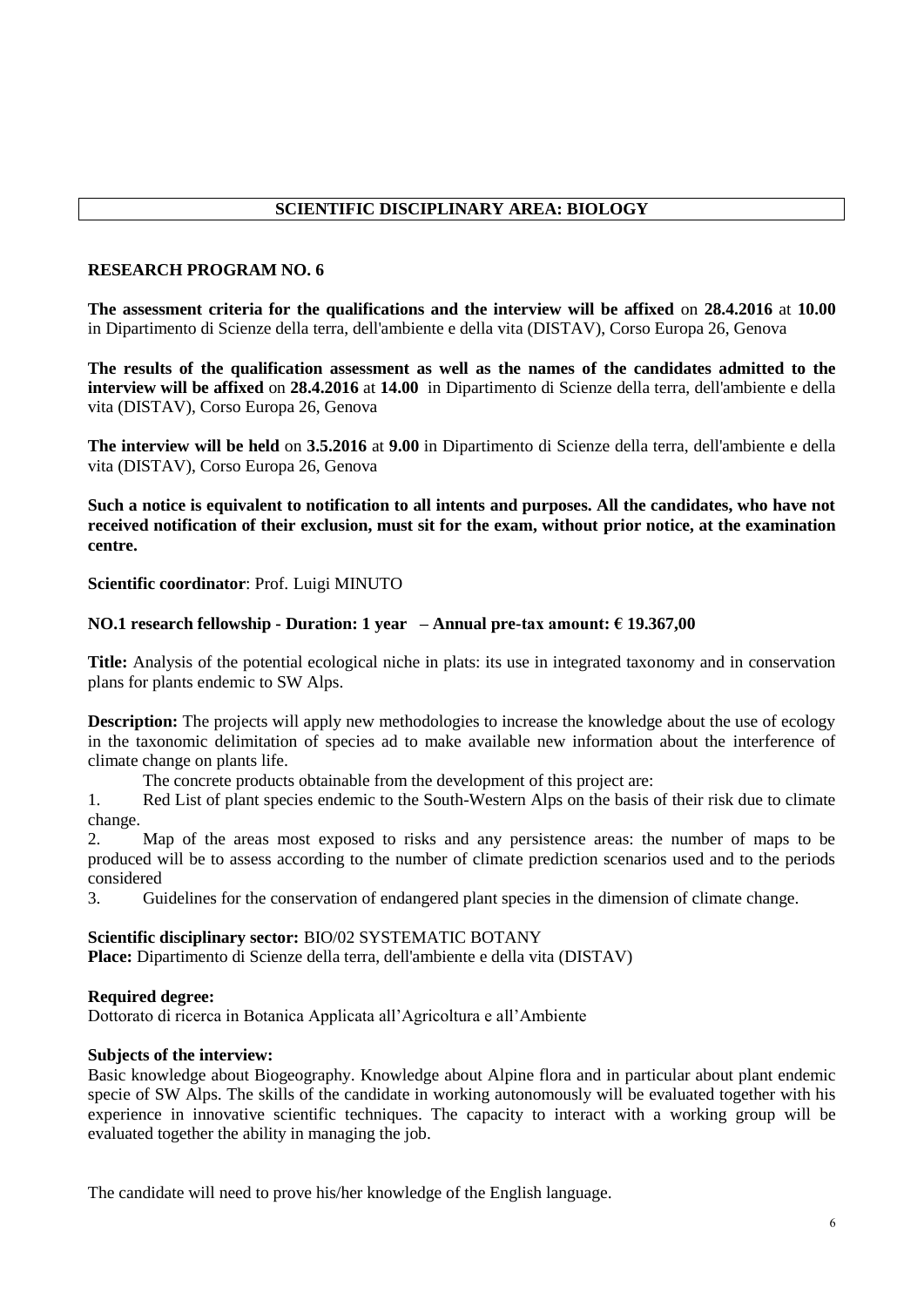## SCIENTIFIC DISCIPLINARY AREA: BIOLOGY

### RESEARCH PROGRAM NO. 6

**The assessment criteria for the qualifications and the interview will be affixed** on **28.4.2016** at **10.00** in Dipartimento di Scienze della terra, dell'ambiente e della vita (DISTAV), Corso Europa 26, Genova

**The results of the qualification assessment as well as the names of the candidates admitted to the interview will be affixed** on **28.4.2016** at **14.00** in Dipartimento di Scienze della terra, dell'ambiente e della vita (DISTAV), Corso Europa 26, Genova

**The interview will be held** on **3.5.2016** at **9.00** in Dipartimento di Scienze della terra, dell'ambiente e della vita (DISTAV), Corso Europa 26, Genova

**Such a notice is equivalent to notification to all intents and purposes. All the candidates, who have not received notification of their exclusion, must sit for the exam, without prior notice, at the examination centre.**

**Scientific coordinator**: Prof. Luigi MINUTO

**NO.1 research fellowship - Duration: 1 year – Annual pre-tax amount: € 19.367,00**

**Title:** Analysis of the potential ecological niche in plats: its use in integrated taxonomy and in conservation plans for plants endemic to SW Alps.

**Description:** The projects will apply new methodologies to increase the knowledge about the use of ecology in the taxonomic delimitation of species ad to make available new information about the interference of climate change on plants life.

The concrete products obtainable from the development of this project are:

1. Red List of plant species endemic to the South-Western Alps on the basis of their risk due to climate change.
2. Map of the areas most exposed to risks and any persistence areas: the number of maps to be produced will be to assess according to the number of climate prediction scenarios used and to the periods considered
3. Guidelines for the conservation of endangered plant species in the dimension of climate change.

**Scientific disciplinary sector:** BIO/02 SYSTEMATIC BOTANY
**Place:** Dipartimento di Scienze della terra, dell'ambiente e della vita (DISTAV)

**Required degree:**
Dottorato di ricerca in Botanica Applicata all'Agricoltura e all'Ambiente

**Subjects of the interview:**
Basic knowledge about Biogeography. Knowledge about Alpine flora and in particular about plant endemic specie of SW Alps. The skills of the candidate in working autonomously will be evaluated together with his experience in innovative scientific techniques. The capacity to interact with a working group will be evaluated together the ability in managing the job.

The candidate will need to prove his/her knowledge of the English language.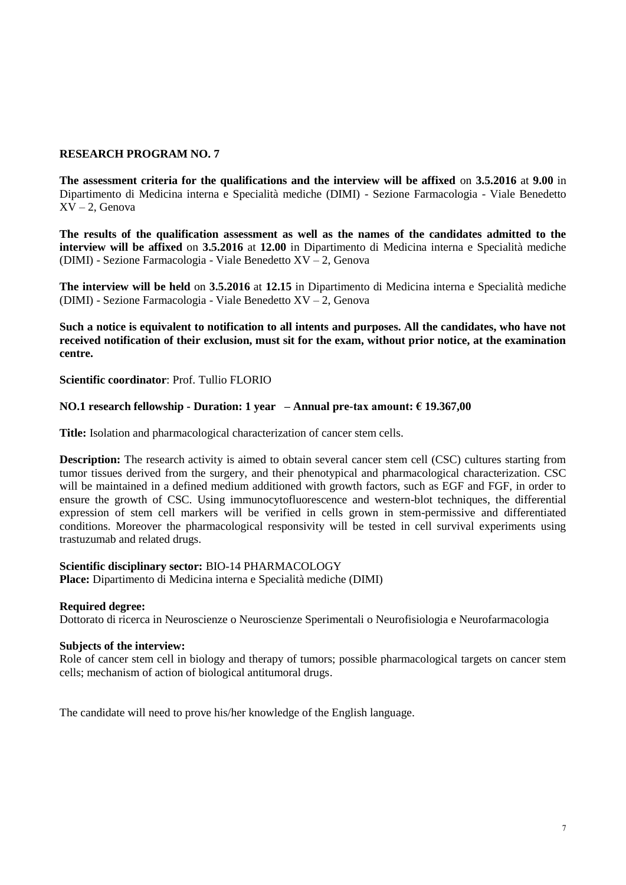## RESEARCH PROGRAM NO. 7

**The assessment criteria for the qualifications and the interview will be affixed** on **3.5.2016** at **9.00** in Dipartimento di Medicina interna e Specialità mediche (DIMI) - Sezione Farmacologia - Viale Benedetto XV – 2, Genova

**The results of the qualification assessment as well as the names of the candidates admitted to the interview will be affixed** on **3.5.2016** at **12.00** in Dipartimento di Medicina interna e Specialità mediche (DIMI) - Sezione Farmacologia - Viale Benedetto XV – 2, Genova

**The interview will be held** on **3.5.2016** at **12.15** in Dipartimento di Medicina interna e Specialità mediche (DIMI) - Sezione Farmacologia - Viale Benedetto XV – 2, Genova

**Such a notice is equivalent to notification to all intents and purposes. All the candidates, who have not received notification of their exclusion, must sit for the exam, without prior notice, at the examination centre.**

**Scientific coordinator**: Prof. Tullio FLORIO

**NO.1 research fellowship - Duration: 1 year – Annual pre-tax amount: € 19.367,00**

**Title:** Isolation and pharmacological characterization of cancer stem cells.

**Description:** The research activity is aimed to obtain several cancer stem cell (CSC) cultures starting from tumor tissues derived from the surgery, and their phenotypical and pharmacological characterization. CSC will be maintained in a defined medium additioned with growth factors, such as EGF and FGF, in order to ensure the growth of CSC. Using immunocytofluorescence and western-blot techniques, the differential expression of stem cell markers will be verified in cells grown in stem-permissive and differentiated conditions. Moreover the pharmacological responsivity will be tested in cell survival experiments using trastuzumab and related drugs.

**Scientific disciplinary sector:** BIO-14 PHARMACOLOGY
**Place:** Dipartimento di Medicina interna e Specialità mediche (DIMI)

**Required degree:**
Dottorato di ricerca in Neuroscienze o Neuroscienze Sperimentali o Neurofisiologia e Neurofarmacologia

**Subjects of the interview:**
Role of cancer stem cell in biology and therapy of tumors; possible pharmacological targets on cancer stem cells; mechanism of action of biological antitumoral drugs.

The candidate will need to prove his/her knowledge of the English language.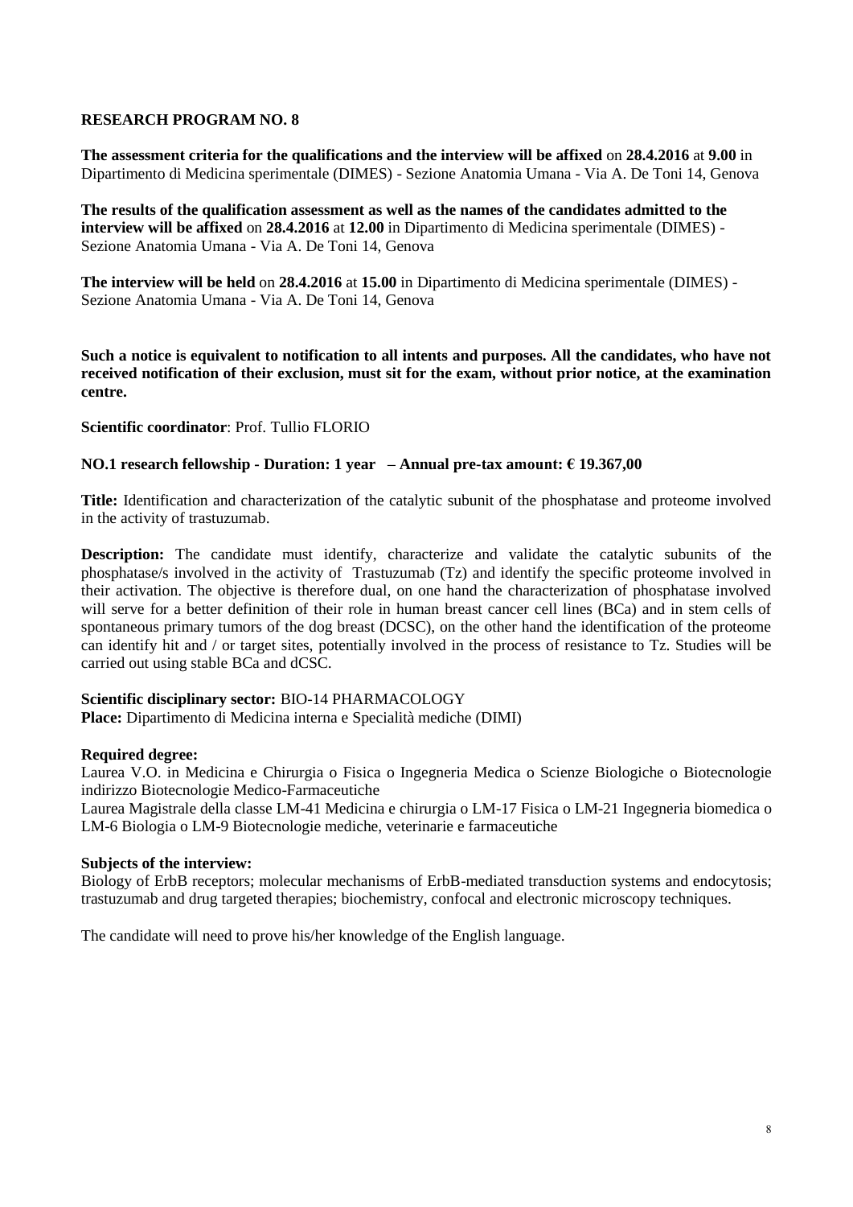## RESEARCH PROGRAM NO. 8

**The assessment criteria for the qualifications and the interview will be affixed** on **28.4.2016** at **9.00** in Dipartimento di Medicina sperimentale (DIMES) - Sezione Anatomia Umana - Via A. De Toni 14, Genova

**The results of the qualification assessment as well as the names of the candidates admitted to the interview will be affixed** on **28.4.2016** at **12.00** in Dipartimento di Medicina sperimentale (DIMES) - Sezione Anatomia Umana - Via A. De Toni 14, Genova

**The interview will be held** on **28.4.2016** at **15.00** in Dipartimento di Medicina sperimentale (DIMES) - Sezione Anatomia Umana - Via A. De Toni 14, Genova

**Such a notice is equivalent to notification to all intents and purposes. All the candidates, who have not received notification of their exclusion, must sit for the exam, without prior notice, at the examination centre.**

**Scientific coordinator**: Prof. Tullio FLORIO

**NO.1 research fellowship - Duration: 1 year – Annual pre-tax amount: € 19.367,00**

**Title:** Identification and characterization of the catalytic subunit of the phosphatase and proteome involved in the activity of trastuzumab.

**Description:** The candidate must identify, characterize and validate the catalytic subunits of the phosphatase/s involved in the activity of Trastuzumab (Tz) and identify the specific proteome involved in their activation. The objective is therefore dual, on one hand the characterization of phosphatase involved will serve for a better definition of their role in human breast cancer cell lines (BCa) and in stem cells of spontaneous primary tumors of the dog breast (DCSC), on the other hand the identification of the proteome can identify hit and / or target sites, potentially involved in the process of resistance to Tz. Studies will be carried out using stable BCa and dCSC.

**Scientific disciplinary sector:** BIO-14 PHARMACOLOGY
**Place:** Dipartimento di Medicina interna e Specialità mediche (DIMI)

**Required degree:**
Laurea V.O. in Medicina e Chirurgia o Fisica o Ingegneria Medica o Scienze Biologiche o Biotecnologie indirizzo Biotecnologie Medico-Farmaceutiche
Laurea Magistrale della classe LM-41 Medicina e chirurgia o LM-17 Fisica o LM-21 Ingegneria biomedica o LM-6 Biologia o LM-9 Biotecnologie mediche, veterinarie e farmaceutiche

**Subjects of the interview:**
Biology of ErbB receptors; molecular mechanisms of ErbB-mediated transduction systems and endocytosis; trastuzumab and drug targeted therapies; biochemistry, confocal and electronic microscopy techniques.

The candidate will need to prove his/her knowledge of the English language.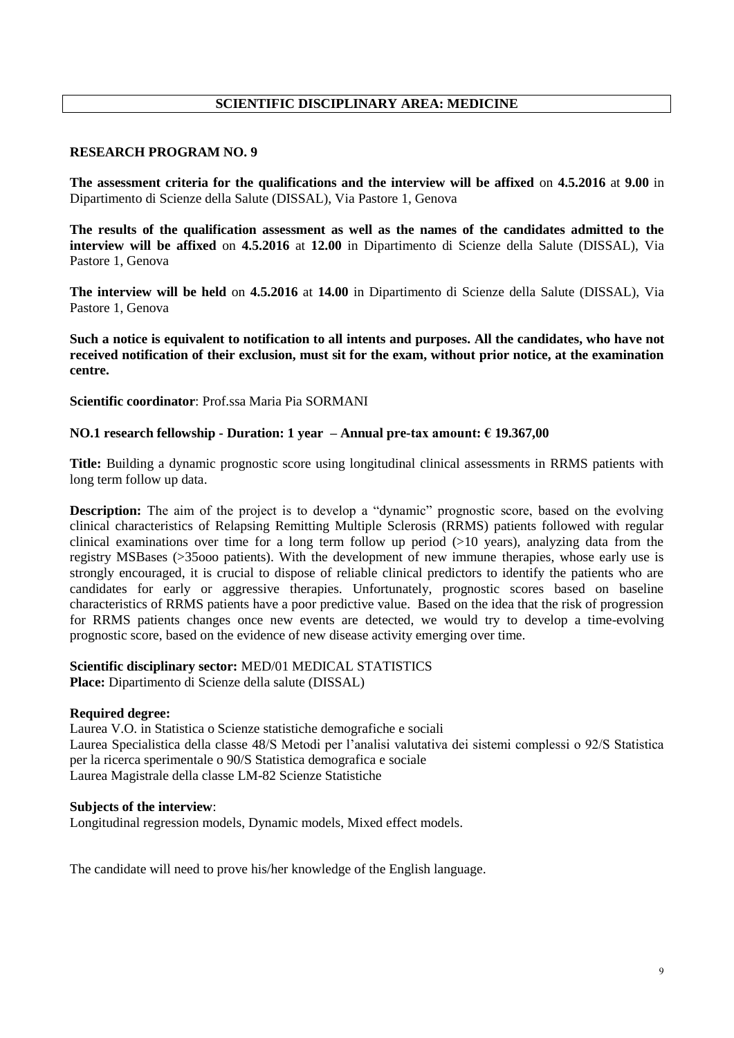## SCIENTIFIC DISCIPLINARY AREA: MEDICINE

### RESEARCH PROGRAM NO. 9

**The assessment criteria for the qualifications and the interview will be affixed** on **4.5.2016** at **9.00** in Dipartimento di Scienze della Salute (DISSAL), Via Pastore 1, Genova

**The results of the qualification assessment as well as the names of the candidates admitted to the interview will be affixed** on **4.5.2016** at **12.00** in Dipartimento di Scienze della Salute (DISSAL), Via Pastore 1, Genova

**The interview will be held** on **4.5.2016** at **14.00** in Dipartimento di Scienze della Salute (DISSAL), Via Pastore 1, Genova

**Such a notice is equivalent to notification to all intents and purposes. All the candidates, who have not received notification of their exclusion, must sit for the exam, without prior notice, at the examination centre.**

**Scientific coordinator**: Prof.ssa Maria Pia SORMANI

**NO.1 research fellowship - Duration: 1 year – Annual pre-tax amount: € 19.367,00**

**Title:** Building a dynamic prognostic score using longitudinal clinical assessments in RRMS patients with long term follow up data.

**Description:** The aim of the project is to develop a "dynamic" prognostic score, based on the evolving clinical characteristics of Relapsing Remitting Multiple Sclerosis (RRMS) patients followed with regular clinical examinations over time for a long term follow up period (>10 years), analyzing data from the registry MSBases (>35ooo patients). With the development of new immune therapies, whose early use is strongly encouraged, it is crucial to dispose of reliable clinical predictors to identify the patients who are candidates for early or aggressive therapies. Unfortunately, prognostic scores based on baseline characteristics of RRMS patients have a poor predictive value. Based on the idea that the risk of progression for RRMS patients changes once new events are detected, we would try to develop a time-evolving prognostic score, based on the evidence of new disease activity emerging over time.

**Scientific disciplinary sector:** MED/01 MEDICAL STATISTICS
**Place:** Dipartimento di Scienze della salute (DISSAL)

**Required degree:**
Laurea V.O. in Statistica o Scienze statistiche demografiche e sociali
Laurea Specialistica della classe 48/S Metodi per l'analisi valutativa dei sistemi complessi o 92/S Statistica per la ricerca sperimentale o 90/S Statistica demografica e sociale
Laurea Magistrale della classe LM-82 Scienze Statistiche

**Subjects of the interview**:
Longitudinal regression models, Dynamic models, Mixed effect models.

The candidate will need to prove his/her knowledge of the English language.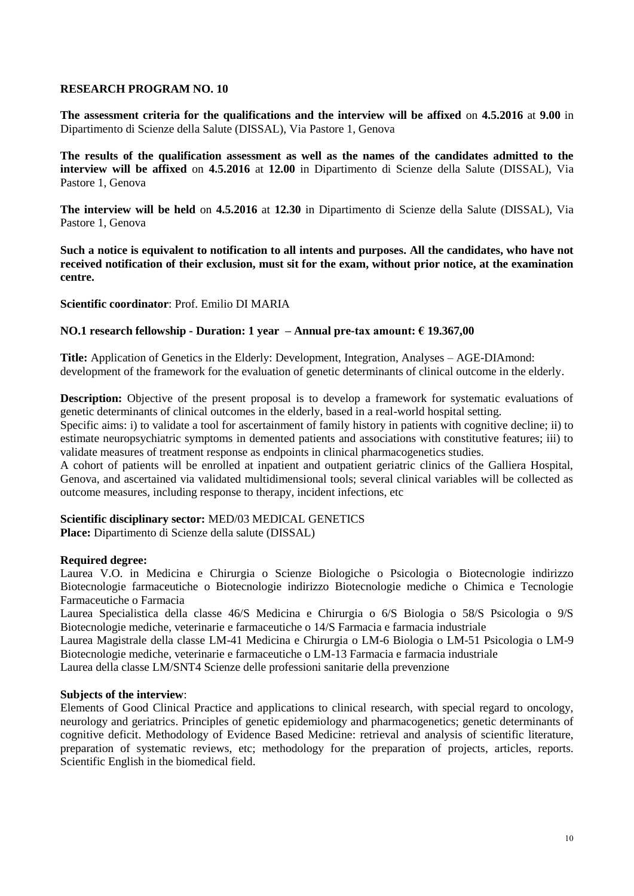## RESEARCH PROGRAM NO. 10

**The assessment criteria for the qualifications and the interview will be affixed** on **4.5.2016** at **9.00** in Dipartimento di Scienze della Salute (DISSAL), Via Pastore 1, Genova

**The results of the qualification assessment as well as the names of the candidates admitted to the interview will be affixed** on **4.5.2016** at **12.00** in Dipartimento di Scienze della Salute (DISSAL), Via Pastore 1, Genova

**The interview will be held** on **4.5.2016** at **12.30** in Dipartimento di Scienze della Salute (DISSAL), Via Pastore 1, Genova

**Such a notice is equivalent to notification to all intents and purposes. All the candidates, who have not received notification of their exclusion, must sit for the exam, without prior notice, at the examination centre.**

**Scientific coordinator**: Prof. Emilio DI MARIA

**NO.1 research fellowship - Duration: 1 year – Annual pre-tax amount: € 19.367,00**

**Title:** Application of Genetics in the Elderly: Development, Integration, Analyses – AGE-DIAmond: development of the framework for the evaluation of genetic determinants of clinical outcome in the elderly.

**Description:** Objective of the present proposal is to develop a framework for systematic evaluations of genetic determinants of clinical outcomes in the elderly, based in a real-world hospital setting.
Specific aims: i) to validate a tool for ascertainment of family history in patients with cognitive decline; ii) to estimate neuropsychiatric symptoms in demented patients and associations with constitutive features; iii) to validate measures of treatment response as endpoints in clinical pharmacogenetics studies.
A cohort of patients will be enrolled at inpatient and outpatient geriatric clinics of the Galliera Hospital, Genova, and ascertained via validated multidimensional tools; several clinical variables will be collected as outcome measures, including response to therapy, incident infections, etc

**Scientific disciplinary sector:** MED/03 MEDICAL GENETICS
**Place:** Dipartimento di Scienze della salute (DISSAL)

**Required degree:**
Laurea V.O. in Medicina e Chirurgia o Scienze Biologiche o Psicologia o Biotecnologie indirizzo Biotecnologie farmaceutiche o Biotecnologie indirizzo Biotecnologie mediche o Chimica e Tecnologie Farmaceutiche o Farmacia
Laurea Specialistica della classe 46/S Medicina e Chirurgia o 6/S Biologia o 58/S Psicologia o 9/S Biotecnologie mediche, veterinarie e farmaceutiche o 14/S Farmacia e farmacia industriale
Laurea Magistrale della classe LM-41 Medicina e Chirurgia o LM-6 Biologia o LM-51 Psicologia o LM-9 Biotecnologie mediche, veterinarie e farmaceutiche o LM-13 Farmacia e farmacia industriale
Laurea della classe LM/SNT4 Scienze delle professioni sanitarie della prevenzione

**Subjects of the interview**:
Elements of Good Clinical Practice and applications to clinical research, with special regard to oncology, neurology and geriatrics. Principles of genetic epidemiology and pharmacogenetics; genetic determinants of cognitive deficit. Methodology of Evidence Based Medicine: retrieval and analysis of scientific literature, preparation of systematic reviews, etc; methodology for the preparation of projects, articles, reports. Scientific English in the biomedical field.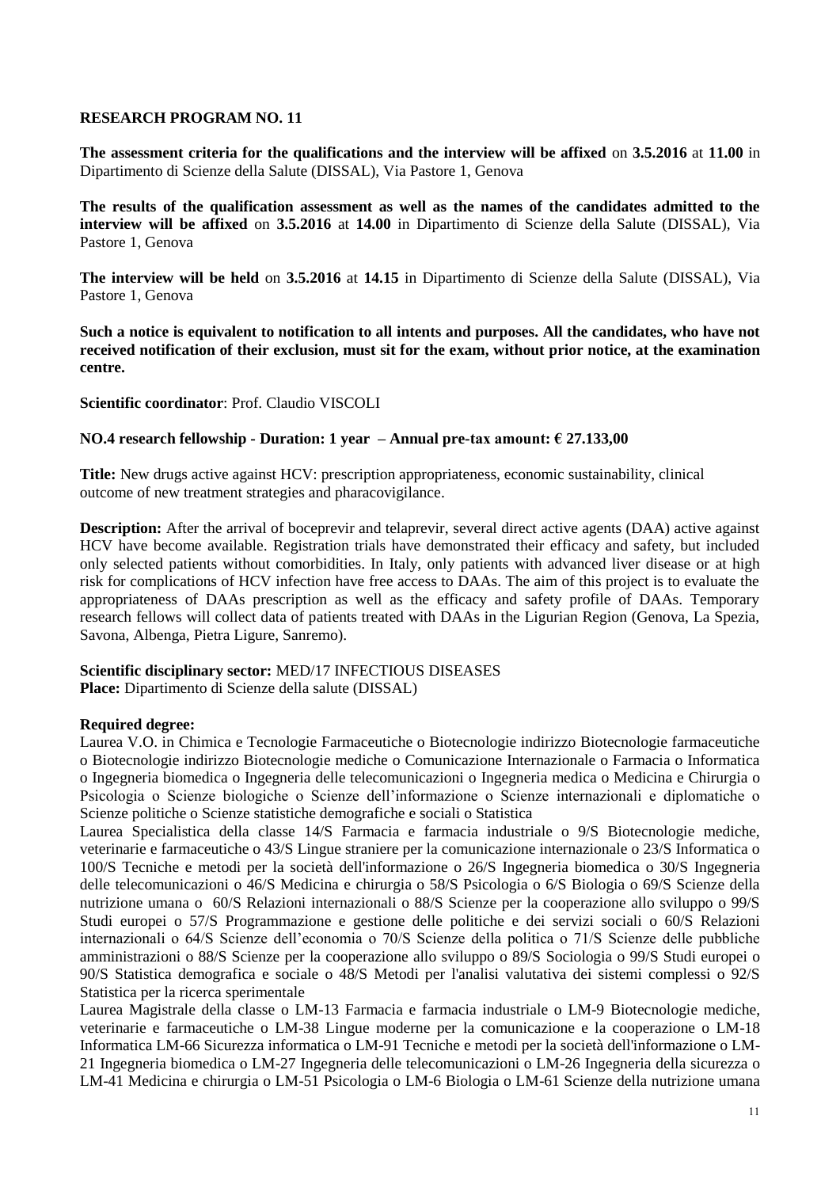**RESEARCH PROGRAM NO. 11**

**The assessment criteria for the qualifications and the interview will be affixed** on **3.5.2016** at **11.00** in Dipartimento di Scienze della Salute (DISSAL), Via Pastore 1, Genova

**The results of the qualification assessment as well as the names of the candidates admitted to the interview will be affixed** on **3.5.2016** at **14.00** in Dipartimento di Scienze della Salute (DISSAL), Via Pastore 1, Genova

**The interview will be held** on **3.5.2016** at **14.15** in Dipartimento di Scienze della Salute (DISSAL), Via Pastore 1, Genova

**Such a notice is equivalent to notification to all intents and purposes. All the candidates, who have not received notification of their exclusion, must sit for the exam, without prior notice, at the examination centre.**

**Scientific coordinator**: Prof. Claudio VISCOLI

**NO.4 research fellowship - Duration: 1 year – Annual pre-tax amount: € 27.133,00**

**Title:** New drugs active against HCV: prescription appropriateness, economic sustainability, clinical outcome of new treatment strategies and pharacovigilance.

**Description:** After the arrival of boceprevir and telaprevir, several direct active agents (DAA) active against HCV have become available. Registration trials have demonstrated their efficacy and safety, but included only selected patients without comorbidities. In Italy, only patients with advanced liver disease or at high risk for complications of HCV infection have free access to DAAs. The aim of this project is to evaluate the appropriateness of DAAs prescription as well as the efficacy and safety profile of DAAs. Temporary research fellows will collect data of patients treated with DAAs in the Ligurian Region (Genova, La Spezia, Savona, Albenga, Pietra Ligure, Sanremo).

**Scientific disciplinary sector:** MED/17 INFECTIOUS DISEASES
**Place:** Dipartimento di Scienze della salute (DISSAL)

**Required degree:**
Laurea V.O. in Chimica e Tecnologie Farmaceutiche o Biotecnologie indirizzo Biotecnologie farmaceutiche o Biotecnologie indirizzo Biotecnologie mediche o Comunicazione Internazionale o Farmacia o Informatica o Ingegneria biomedica o Ingegneria delle telecomunicazioni o Ingegneria medica o Medicina e Chirurgia o Psicologia o Scienze biologiche o Scienze dell'informazione o Scienze internazionali e diplomatiche o Scienze politiche o Scienze statistiche demografiche e sociali o Statistica
Laurea Specialistica della classe 14/S Farmacia e farmacia industriale o 9/S Biotecnologie mediche, veterinarie e farmaceutiche o 43/S Lingue straniere per la comunicazione internazionale o 23/S Informatica o 100/S Tecniche e metodi per la società dell'informazione o 26/S Ingegneria biomedica o 30/S Ingegneria delle telecomunicazioni o 46/S Medicina e chirurgia o 58/S Psicologia o 6/S Biologia o 69/S Scienze della nutrizione umana o 60/S Relazioni internazionali o 88/S Scienze per la cooperazione allo sviluppo o 99/S Studi europei o 57/S Programmazione e gestione delle politiche e dei servizi sociali o 60/S Relazioni internazionali o 64/S Scienze dell'economia o 70/S Scienze della politica o 71/S Scienze delle pubbliche amministrazioni o 88/S Scienze per la cooperazione allo sviluppo o 89/S Sociologia o 99/S Studi europei o 90/S Statistica demografica e sociale o 48/S Metodi per l'analisi valutativa dei sistemi complessi o 92/S Statistica per la ricerca sperimentale
Laurea Magistrale della classe o LM-13 Farmacia e farmacia industriale o LM-9 Biotecnologie mediche, veterinarie e farmaceutiche o LM-38 Lingue moderne per la comunicazione e la cooperazione o LM-18 Informatica LM-66 Sicurezza informatica o LM-91 Tecniche e metodi per la società dell'informazione o LM-21 Ingegneria biomedica o LM-27 Ingegneria delle telecomunicazioni o LM-26 Ingegneria della sicurezza o LM-41 Medicina e chirurgia o LM-51 Psicologia o LM-6 Biologia o LM-61 Scienze della nutrizione umana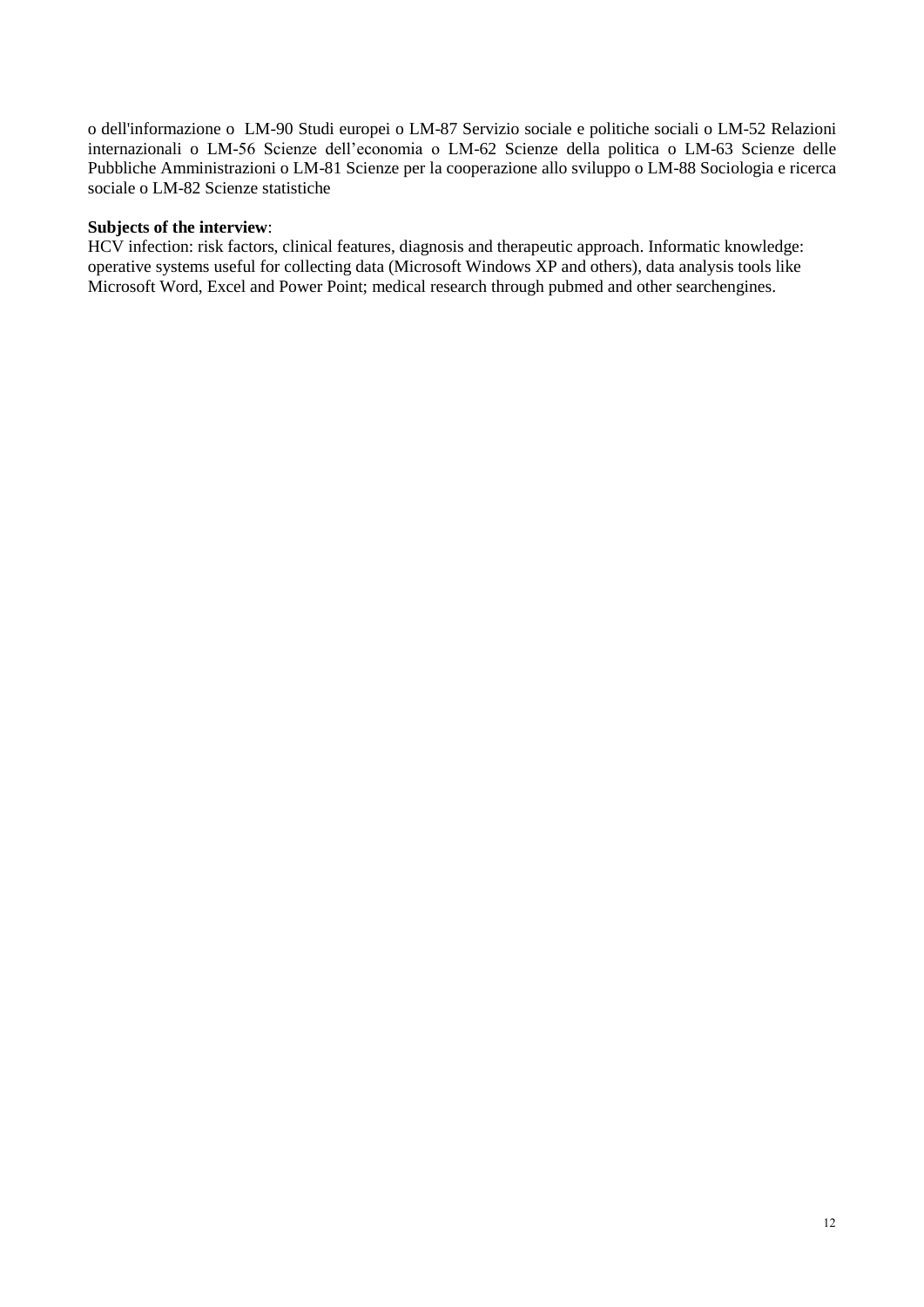o dell'informazione o  LM-90 Studi europei o LM-87 Servizio sociale e politiche sociali o LM-52 Relazioni internazionali o LM-56 Scienze dell’economia o LM-62 Scienze della politica o LM-63 Scienze delle Pubbliche Amministrazioni o LM-81 Scienze per la cooperazione allo sviluppo o LM-88 Sociologia e ricerca sociale o LM-82 Scienze statistiche

**Subjects of the interview**:
HCV infection: risk factors, clinical features, diagnosis and therapeutic approach. Informatic knowledge: operative systems useful for collecting data (Microsoft Windows XP and others), data analysis tools like Microsoft Word, Excel and Power Point; medical research through pubmed and other searchengines.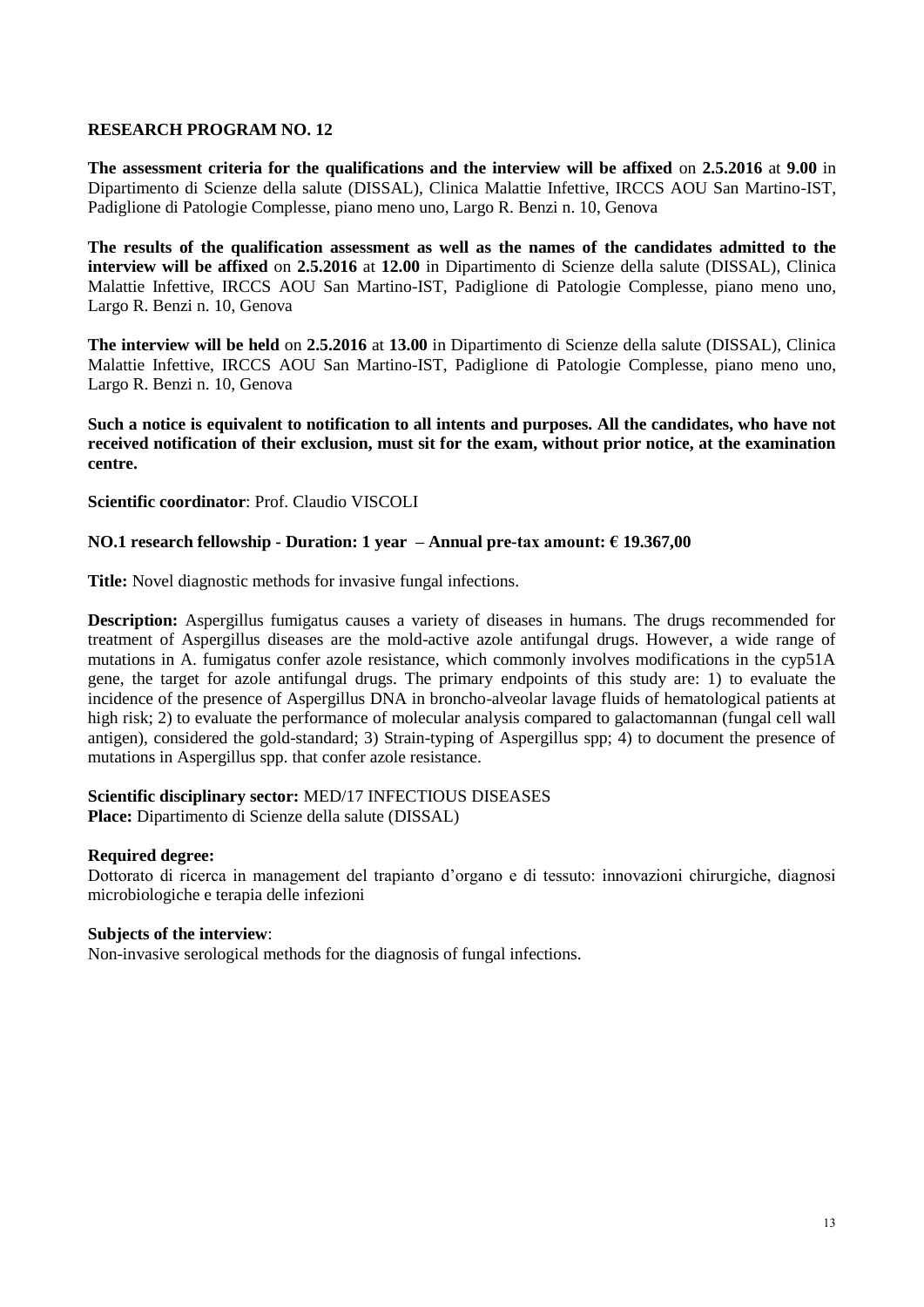**RESEARCH PROGRAM NO. 12**

**The assessment criteria for the qualifications and the interview will be affixed** on **2.5.2016** at **9.00** in Dipartimento di Scienze della salute (DISSAL), Clinica Malattie Infettive, IRCCS AOU San Martino-IST, Padiglione di Patologie Complesse, piano meno uno, Largo R. Benzi n. 10, Genova

**The results of the qualification assessment as well as the names of the candidates admitted to the interview will be affixed** on **2.5.2016** at **12.00** in Dipartimento di Scienze della salute (DISSAL), Clinica Malattie Infettive, IRCCS AOU San Martino-IST, Padiglione di Patologie Complesse, piano meno uno, Largo R. Benzi n. 10, Genova

**The interview will be held** on **2.5.2016** at **13.00** in Dipartimento di Scienze della salute (DISSAL), Clinica Malattie Infettive, IRCCS AOU San Martino-IST, Padiglione di Patologie Complesse, piano meno uno, Largo R. Benzi n. 10, Genova

**Such a notice is equivalent to notification to all intents and purposes. All the candidates, who have not received notification of their exclusion, must sit for the exam, without prior notice, at the examination centre.**

**Scientific coordinator**: Prof. Claudio VISCOLI

**NO.1 research fellowship - Duration: 1 year – Annual pre-tax amount: € 19.367,00**

**Title:** Novel diagnostic methods for invasive fungal infections.

**Description:** Aspergillus fumigatus causes a variety of diseases in humans. The drugs recommended for treatment of Aspergillus diseases are the mold-active azole antifungal drugs. However, a wide range of mutations in A. fumigatus confer azole resistance, which commonly involves modifications in the cyp51A gene, the target for azole antifungal drugs. The primary endpoints of this study are: 1) to evaluate the incidence of the presence of Aspergillus DNA in broncho-alveolar lavage fluids of hematological patients at high risk; 2) to evaluate the performance of molecular analysis compared to galactomannan (fungal cell wall antigen), considered the gold-standard; 3) Strain-typing of Aspergillus spp; 4) to document the presence of mutations in Aspergillus spp. that confer azole resistance.

**Scientific disciplinary sector:** MED/17 INFECTIOUS DISEASES
**Place:** Dipartimento di Scienze della salute (DISSAL)

**Required degree:**
Dottorato di ricerca in management del trapianto d'organo e di tessuto: innovazioni chirurgiche, diagnosi microbiologiche e terapia delle infezioni

**Subjects of the interview**:
Non-invasive serological methods for the diagnosis of fungal infections.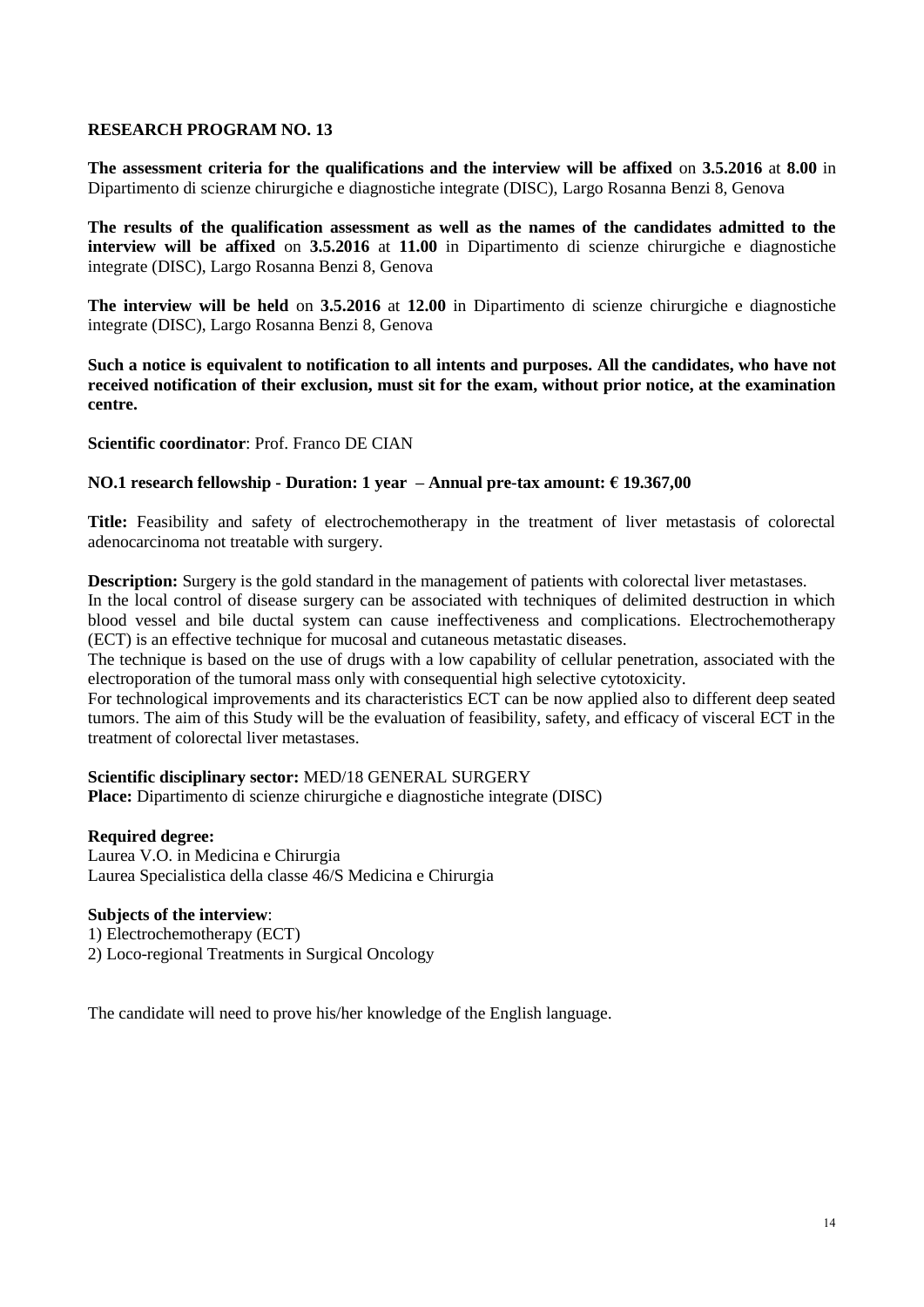## RESEARCH PROGRAM NO. 13

**The assessment criteria for the qualifications and the interview will be affixed** on **3.5.2016** at **8.00** in Dipartimento di scienze chirurgiche e diagnostiche integrate (DISC), Largo Rosanna Benzi 8, Genova

**The results of the qualification assessment as well as the names of the candidates admitted to the interview will be affixed** on **3.5.2016** at **11.00** in Dipartimento di scienze chirurgiche e diagnostiche integrate (DISC), Largo Rosanna Benzi 8, Genova

**The interview will be held** on **3.5.2016** at **12.00** in Dipartimento di scienze chirurgiche e diagnostiche integrate (DISC), Largo Rosanna Benzi 8, Genova

**Such a notice is equivalent to notification to all intents and purposes. All the candidates, who have not received notification of their exclusion, must sit for the exam, without prior notice, at the examination centre.**

**Scientific coordinator**: Prof. Franco DE CIAN

**NO.1 research fellowship - Duration: 1 year – Annual pre-tax amount: € 19.367,00**

**Title:** Feasibility and safety of electrochemotherapy in the treatment of liver metastasis of colorectal adenocarcinoma not treatable with surgery.

**Description:** Surgery is the gold standard in the management of patients with colorectal liver metastases.
In the local control of disease surgery can be associated with techniques of delimited destruction in which blood vessel and bile ductal system can cause ineffectiveness and complications. Electrochemotherapy (ECT) is an effective technique for mucosal and cutaneous metastatic diseases.
The technique is based on the use of drugs with a low capability of cellular penetration, associated with the electroporation of the tumoral mass only with consequential high selective cytotoxicity.
For technological improvements and its characteristics ECT can be now applied also to different deep seated tumors. The aim of this Study will be the evaluation of feasibility, safety, and efficacy of visceral ECT in the treatment of colorectal liver metastases.

**Scientific disciplinary sector:** MED/18 GENERAL SURGERY
**Place:** Dipartimento di scienze chirurgiche e diagnostiche integrate (DISC)

**Required degree:**
Laurea V.O. in Medicina e Chirurgia
Laurea Specialistica della classe 46/S Medicina e Chirurgia

**Subjects of the interview**:
1) Electrochemotherapy (ECT)
2) Loco-regional Treatments in Surgical Oncology

The candidate will need to prove his/her knowledge of the English language.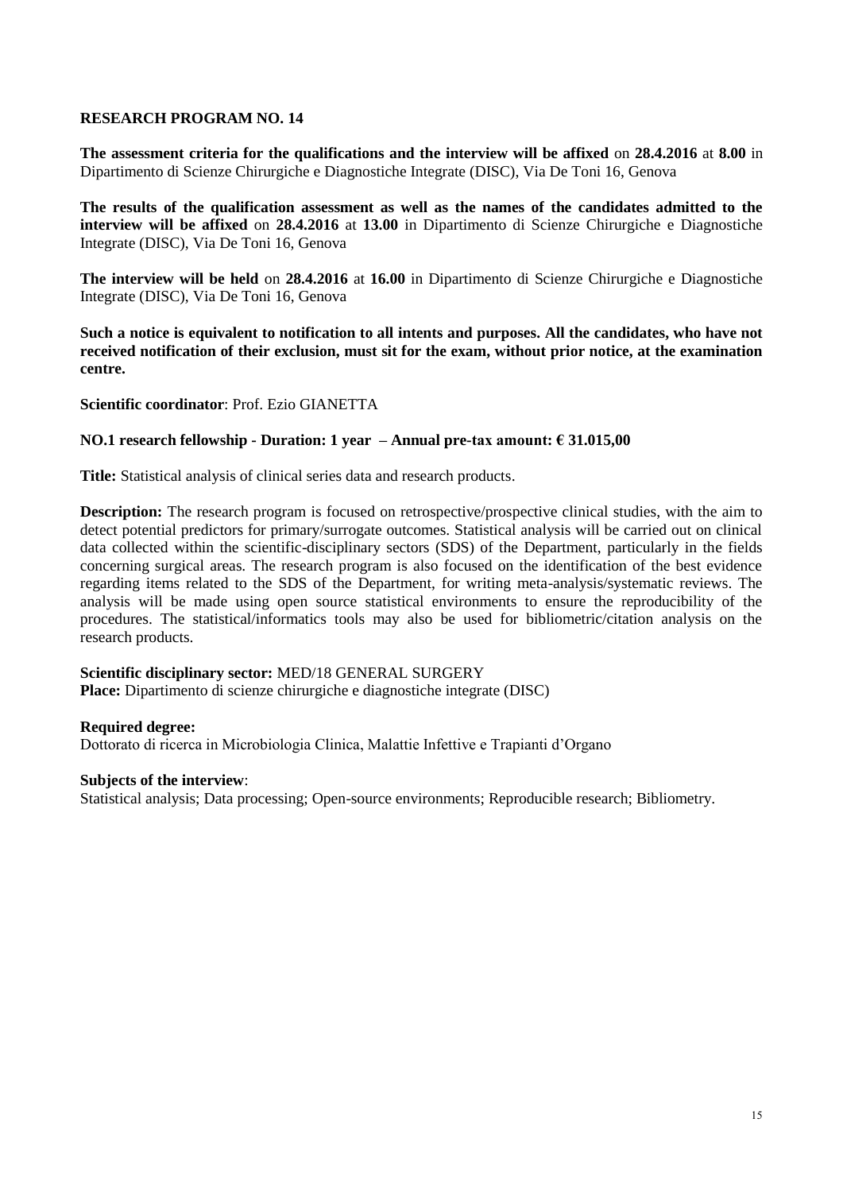## RESEARCH PROGRAM NO. 14

**The assessment criteria for the qualifications and the interview will be affixed** on **28.4.2016** at **8.00** in Dipartimento di Scienze Chirurgiche e Diagnostiche Integrate (DISC), Via De Toni 16, Genova

**The results of the qualification assessment as well as the names of the candidates admitted to the interview will be affixed** on **28.4.2016** at **13.00** in Dipartimento di Scienze Chirurgiche e Diagnostiche Integrate (DISC), Via De Toni 16, Genova

**The interview will be held** on **28.4.2016** at **16.00** in Dipartimento di Scienze Chirurgiche e Diagnostiche Integrate (DISC), Via De Toni 16, Genova

**Such a notice is equivalent to notification to all intents and purposes. All the candidates, who have not received notification of their exclusion, must sit for the exam, without prior notice, at the examination centre.**

**Scientific coordinator**: Prof. Ezio GIANETTA

**NO.1 research fellowship - Duration: 1 year – Annual pre-tax amount: € 31.015,00**

**Title:** Statistical analysis of clinical series data and research products.

**Description:** The research program is focused on retrospective/prospective clinical studies, with the aim to detect potential predictors for primary/surrogate outcomes. Statistical analysis will be carried out on clinical data collected within the scientific-disciplinary sectors (SDS) of the Department, particularly in the fields concerning surgical areas. The research program is also focused on the identification of the best evidence regarding items related to the SDS of the Department, for writing meta-analysis/systematic reviews. The analysis will be made using open source statistical environments to ensure the reproducibility of the procedures. The statistical/informatics tools may also be used for bibliometric/citation analysis on the research products.

**Scientific disciplinary sector:** MED/18 GENERAL SURGERY
**Place:** Dipartimento di scienze chirurgiche e diagnostiche integrate (DISC)

**Required degree:**
Dottorato di ricerca in Microbiologia Clinica, Malattie Infettive e Trapianti d'Organo

**Subjects of the interview**:
Statistical analysis; Data processing; Open-source environments; Reproducible research; Bibliometry.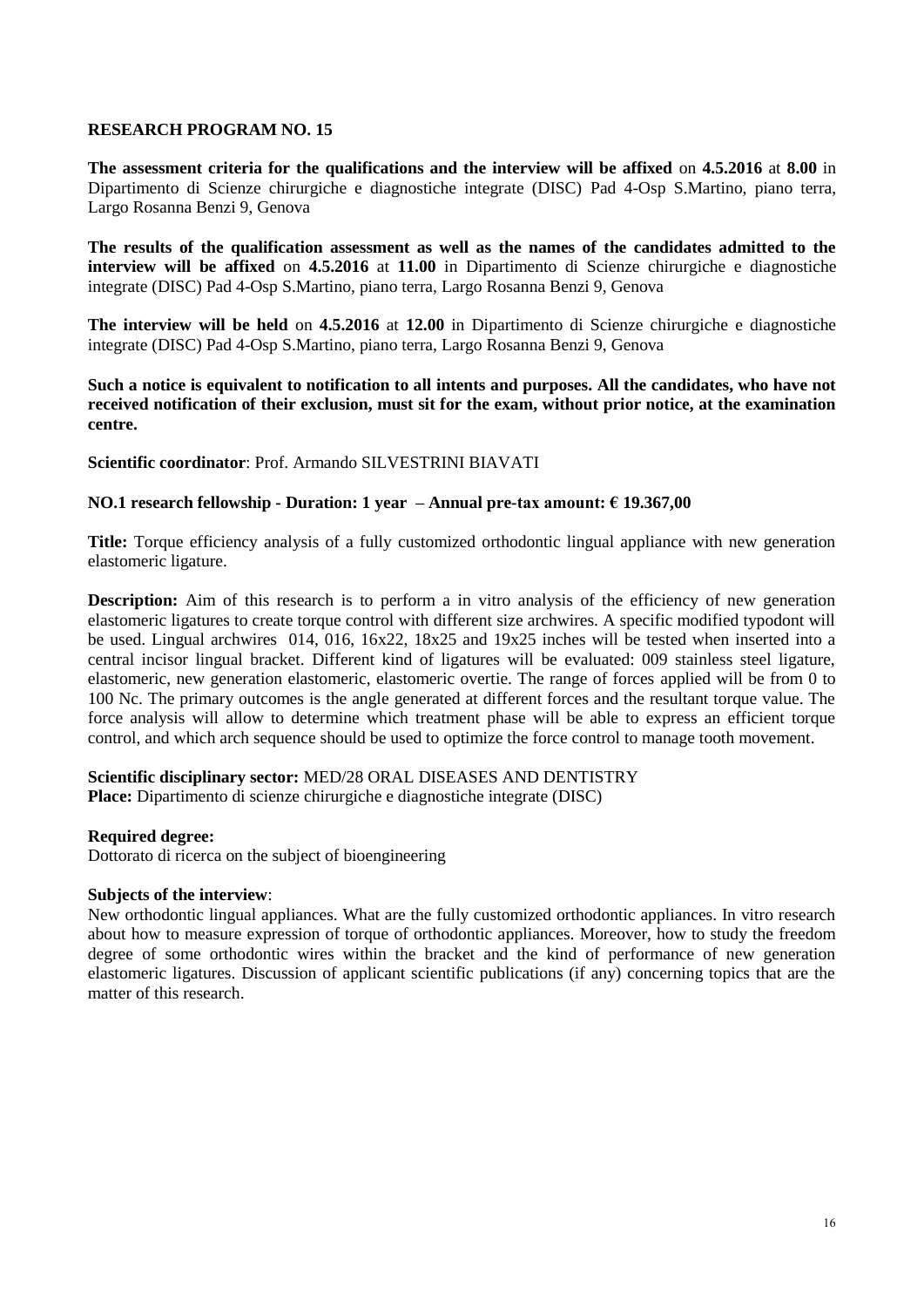## RESEARCH PROGRAM NO. 15

**The assessment criteria for the qualifications and the interview will be affixed** on **4.5.2016** at **8.00** in Dipartimento di Scienze chirurgiche e diagnostiche integrate (DISC) Pad 4-Osp S.Martino, piano terra, Largo Rosanna Benzi 9, Genova

**The results of the qualification assessment as well as the names of the candidates admitted to the interview will be affixed** on **4.5.2016** at **11.00** in Dipartimento di Scienze chirurgiche e diagnostiche integrate (DISC) Pad 4-Osp S.Martino, piano terra, Largo Rosanna Benzi 9, Genova

**The interview will be held** on **4.5.2016** at **12.00** in Dipartimento di Scienze chirurgiche e diagnostiche integrate (DISC) Pad 4-Osp S.Martino, piano terra, Largo Rosanna Benzi 9, Genova

**Such a notice is equivalent to notification to all intents and purposes. All the candidates, who have not received notification of their exclusion, must sit for the exam, without prior notice, at the examination centre.**

**Scientific coordinator**: Prof. Armando SILVESTRINI BIAVATI

**NO.1 research fellowship - Duration: 1 year – Annual pre-tax amount: € 19.367,00**

**Title:** Torque efficiency analysis of a fully customized orthodontic lingual appliance with new generation elastomeric ligature.

**Description:** Aim of this research is to perform a in vitro analysis of the efficiency of new generation elastomeric ligatures to create torque control with different size archwires. A specific modified typodont will be used. Lingual archwires 014, 016, 16x22, 18x25 and 19x25 inches will be tested when inserted into a central incisor lingual bracket. Different kind of ligatures will be evaluated: 009 stainless steel ligature, elastomeric, new generation elastomeric, elastomeric overtie. The range of forces applied will be from 0 to 100 Nc. The primary outcomes is the angle generated at different forces and the resultant torque value. The force analysis will allow to determine which treatment phase will be able to express an efficient torque control, and which arch sequence should be used to optimize the force control to manage tooth movement.

**Scientific disciplinary sector:** MED/28 ORAL DISEASES AND DENTISTRY
**Place:** Dipartimento di scienze chirurgiche e diagnostiche integrate (DISC)

**Required degree:**
Dottorato di ricerca on the subject of bioengineering

**Subjects of the interview**:
New orthodontic lingual appliances. What are the fully customized orthodontic appliances. In vitro research about how to measure expression of torque of orthodontic appliances. Moreover, how to study the freedom degree of some orthodontic wires within the bracket and the kind of performance of new generation elastomeric ligatures. Discussion of applicant scientific publications (if any) concerning topics that are the matter of this research.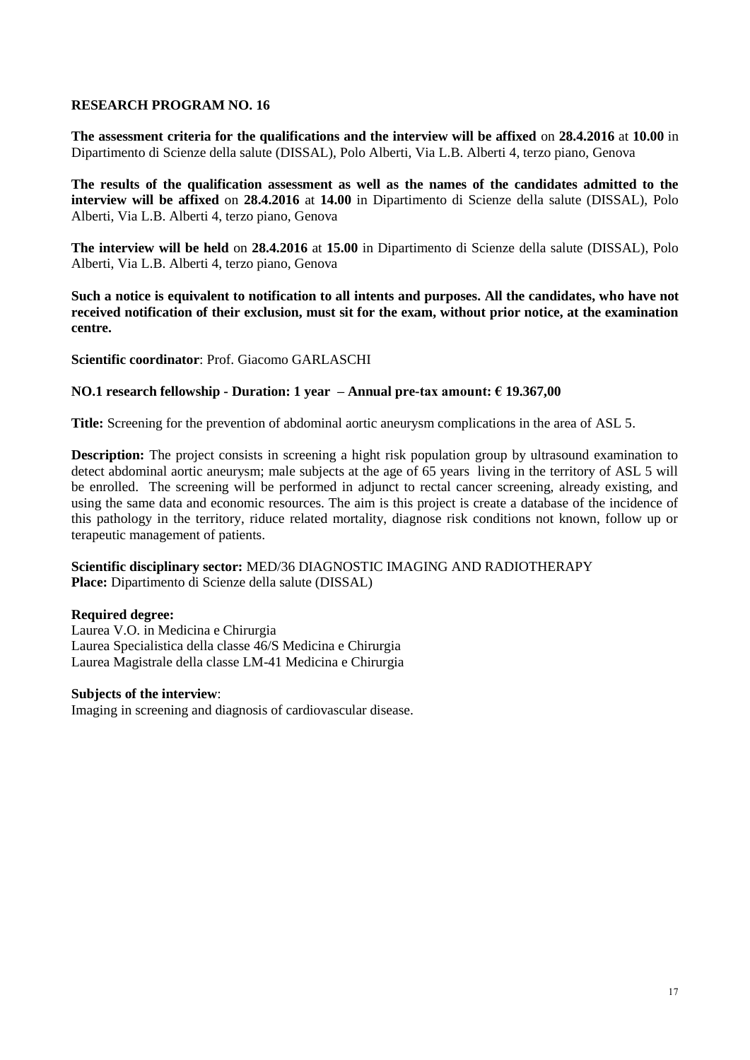## RESEARCH PROGRAM NO. 16

**The assessment criteria for the qualifications and the interview will be affixed** on **28.4.2016** at **10.00** in Dipartimento di Scienze della salute (DISSAL), Polo Alberti, Via L.B. Alberti 4, terzo piano, Genova

**The results of the qualification assessment as well as the names of the candidates admitted to the interview will be affixed** on **28.4.2016** at **14.00** in Dipartimento di Scienze della salute (DISSAL), Polo Alberti, Via L.B. Alberti 4, terzo piano, Genova

**The interview will be held** on **28.4.2016** at **15.00** in Dipartimento di Scienze della salute (DISSAL), Polo Alberti, Via L.B. Alberti 4, terzo piano, Genova

**Such a notice is equivalent to notification to all intents and purposes. All the candidates, who have not received notification of their exclusion, must sit for the exam, without prior notice, at the examination centre.**

**Scientific coordinator**: Prof. Giacomo GARLASCHI

**NO.1 research fellowship - Duration: 1 year – Annual pre-tax amount: € 19.367,00**

**Title:** Screening for the prevention of abdominal aortic aneurysm complications in the area of ASL 5.

**Description:** The project consists in screening a hight risk population group by ultrasound examination to detect abdominal aortic aneurysm; male subjects at the age of 65 years living in the territory of ASL 5 will be enrolled. The screening will be performed in adjunct to rectal cancer screening, already existing, and using the same data and economic resources. The aim is this project is create a database of the incidence of this pathology in the territory, riduce related mortality, diagnose risk conditions not known, follow up or terapeutic management of patients.

**Scientific disciplinary sector:** MED/36 DIAGNOSTIC IMAGING AND RADIOTHERAPY
**Place:** Dipartimento di Scienze della salute (DISSAL)

**Required degree:**
Laurea V.O. in Medicina e Chirurgia
Laurea Specialistica della classe 46/S Medicina e Chirurgia
Laurea Magistrale della classe LM-41 Medicina e Chirurgia

**Subjects of the interview**:
Imaging in screening and diagnosis of cardiovascular disease.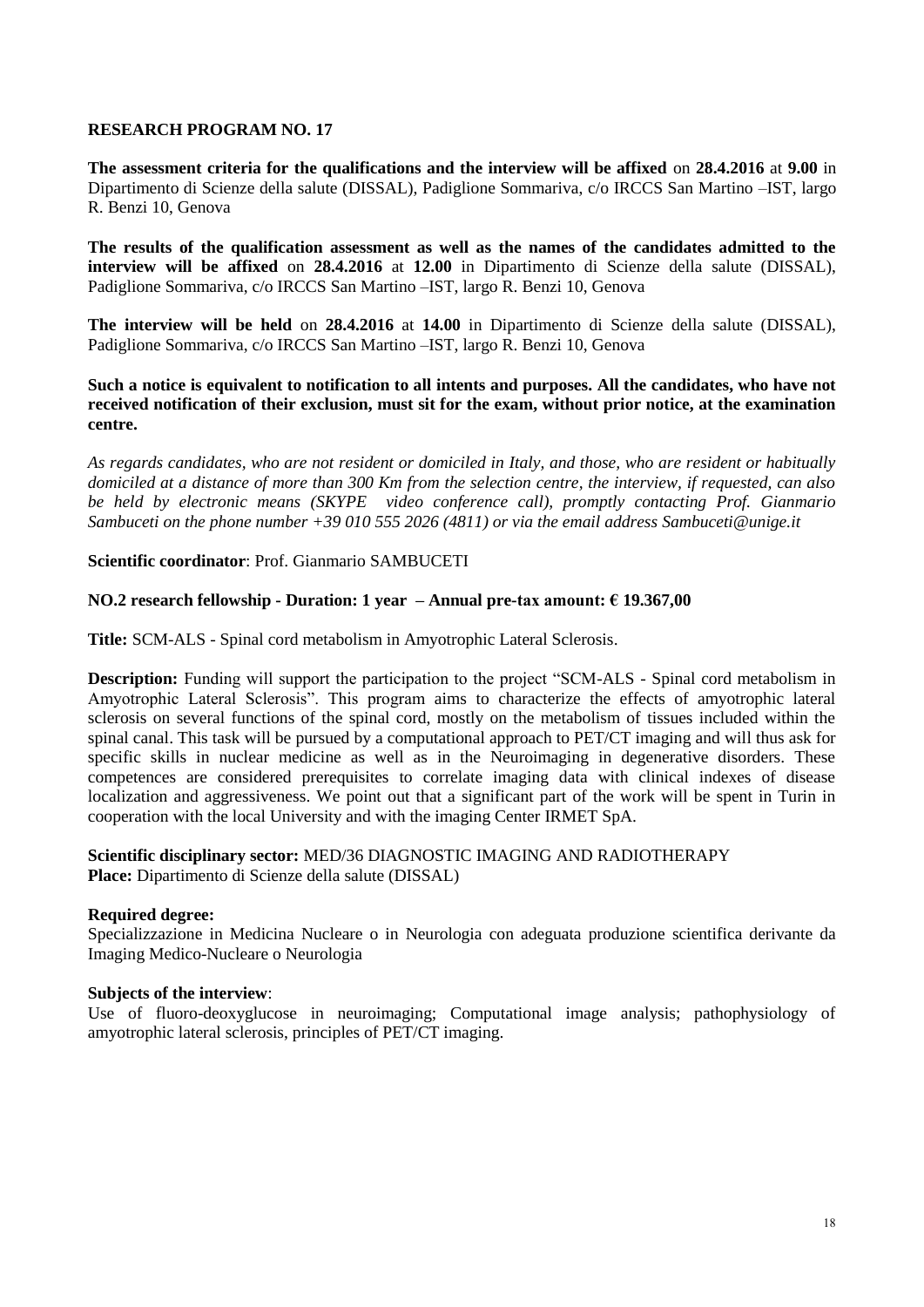### RESEARCH PROGRAM NO. 17

**The assessment criteria for the qualifications and the interview will be affixed** on **28.4.2016** at **9.00** in Dipartimento di Scienze della salute (DISSAL), Padiglione Sommariva, c/o IRCCS San Martino –IST, largo R. Benzi 10, Genova

**The results of the qualification assessment as well as the names of the candidates admitted to the interview will be affixed** on **28.4.2016** at **12.00** in Dipartimento di Scienze della salute (DISSAL), Padiglione Sommariva, c/o IRCCS San Martino –IST, largo R. Benzi 10, Genova

**The interview will be held** on **28.4.2016** at **14.00** in Dipartimento di Scienze della salute (DISSAL), Padiglione Sommariva, c/o IRCCS San Martino –IST, largo R. Benzi 10, Genova

**Such a notice is equivalent to notification to all intents and purposes. All the candidates, who have not received notification of their exclusion, must sit for the exam, without prior notice, at the examination centre.**

*As regards candidates, who are not resident or domiciled in Italy, and those, who are resident or habitually domiciled at a distance of more than 300 Km from the selection centre, the interview, if requested, can also be held by electronic means (SKYPE video conference call), promptly contacting Prof. Gianmario Sambuceti on the phone number +39 010 555 2026 (4811) or via the email address Sambuceti@unige.it*

**Scientific coordinator**: Prof. Gianmario SAMBUCETI

**NO.2 research fellowship - Duration: 1 year – Annual pre-tax amount: € 19.367,00**

**Title:** SCM-ALS - Spinal cord metabolism in Amyotrophic Lateral Sclerosis.

**Description:** Funding will support the participation to the project "SCM-ALS - Spinal cord metabolism in Amyotrophic Lateral Sclerosis". This program aims to characterize the effects of amyotrophic lateral sclerosis on several functions of the spinal cord, mostly on the metabolism of tissues included within the spinal canal. This task will be pursued by a computational approach to PET/CT imaging and will thus ask for specific skills in nuclear medicine as well as in the Neuroimaging in degenerative disorders. These competences are considered prerequisites to correlate imaging data with clinical indexes of disease localization and aggressiveness. We point out that a significant part of the work will be spent in Turin in cooperation with the local University and with the imaging Center IRMET SpA.

**Scientific disciplinary sector:** MED/36 DIAGNOSTIC IMAGING AND RADIOTHERAPY
**Place:** Dipartimento di Scienze della salute (DISSAL)

**Required degree:**
Specializzazione in Medicina Nucleare o in Neurologia con adeguata produzione scientifica derivante da Imaging Medico-Nucleare o Neurologia

**Subjects of the interview**:
Use of fluoro-deoxyglucose in neuroimaging; Computational image analysis; pathophysiology of amyotrophic lateral sclerosis, principles of PET/CT imaging.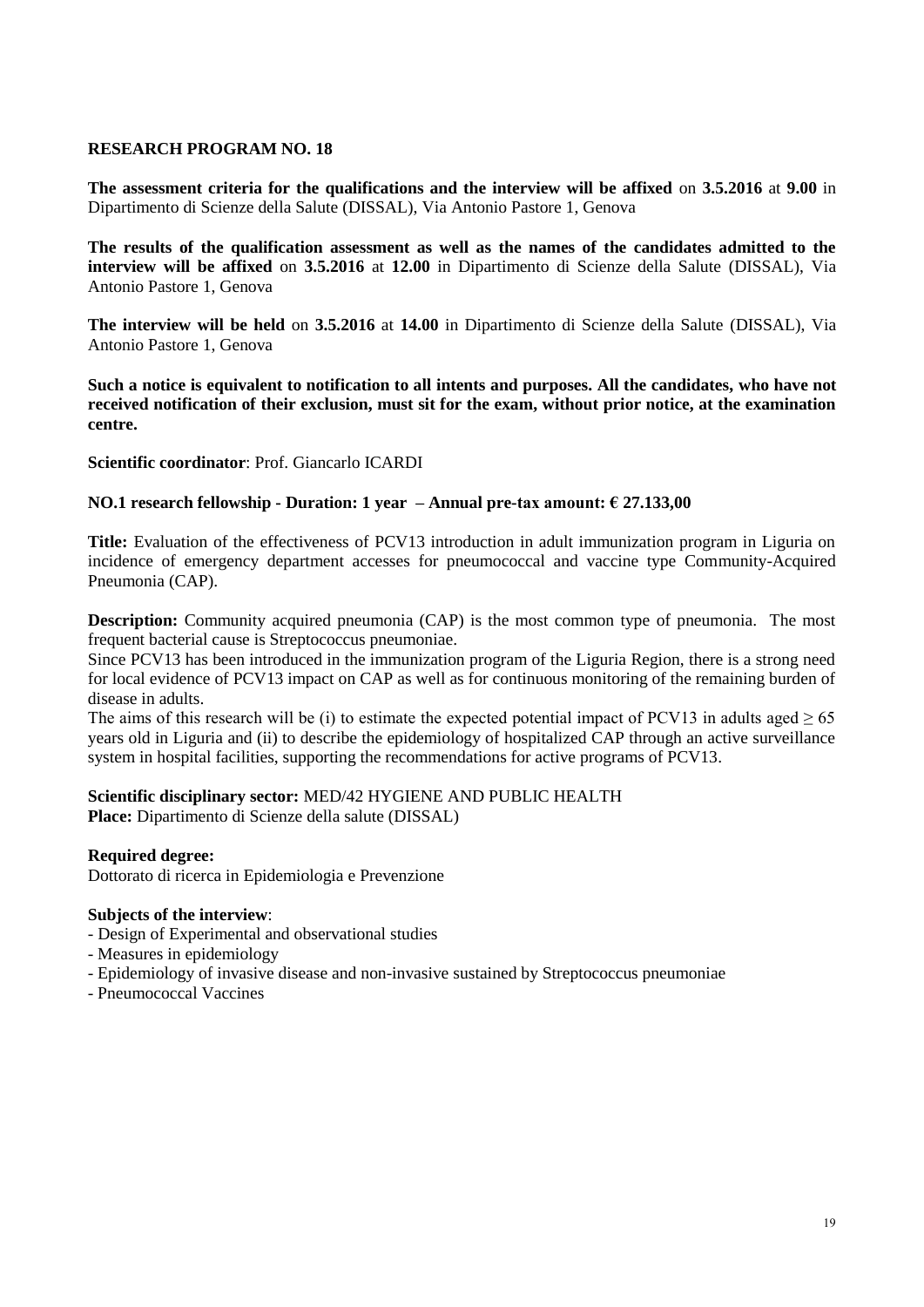## RESEARCH PROGRAM NO. 18

**The assessment criteria for the qualifications and the interview will be affixed** on **3.5.2016** at **9.00** in Dipartimento di Scienze della Salute (DISSAL), Via Antonio Pastore 1, Genova

**The results of the qualification assessment as well as the names of the candidates admitted to the interview will be affixed** on **3.5.2016** at **12.00** in Dipartimento di Scienze della Salute (DISSAL), Via Antonio Pastore 1, Genova

**The interview will be held** on **3.5.2016** at **14.00** in Dipartimento di Scienze della Salute (DISSAL), Via Antonio Pastore 1, Genova

**Such a notice is equivalent to notification to all intents and purposes. All the candidates, who have not received notification of their exclusion, must sit for the exam, without prior notice, at the examination centre.**

**Scientific coordinator**: Prof. Giancarlo ICARDI

**NO.1 research fellowship - Duration: 1 year – Annual pre-tax amount: € 27.133,00**

**Title:** Evaluation of the effectiveness of PCV13 introduction in adult immunization program in Liguria on incidence of emergency department accesses for pneumococcal and vaccine type Community-Acquired Pneumonia (CAP).

**Description:** Community acquired pneumonia (CAP) is the most common type of pneumonia. The most frequent bacterial cause is Streptococcus pneumoniae.
Since PCV13 has been introduced in the immunization program of the Liguria Region, there is a strong need for local evidence of PCV13 impact on CAP as well as for continuous monitoring of the remaining burden of disease in adults.
The aims of this research will be (i) to estimate the expected potential impact of PCV13 in adults aged $\geq 65$ years old in Liguria and (ii) to describe the epidemiology of hospitalized CAP through an active surveillance system in hospital facilities, supporting the recommendations for active programs of PCV13.

**Scientific disciplinary sector:** MED/42 HYGIENE AND PUBLIC HEALTH
**Place:** Dipartimento di Scienze della salute (DISSAL)

**Required degree:**
Dottorato di ricerca in Epidemiologia e Prevenzione

**Subjects of the interview**:
- Design of Experimental and observational studies
- Measures in epidemiology
- Epidemiology of invasive disease and non-invasive sustained by Streptococcus pneumoniae
- Pneumococcal Vaccines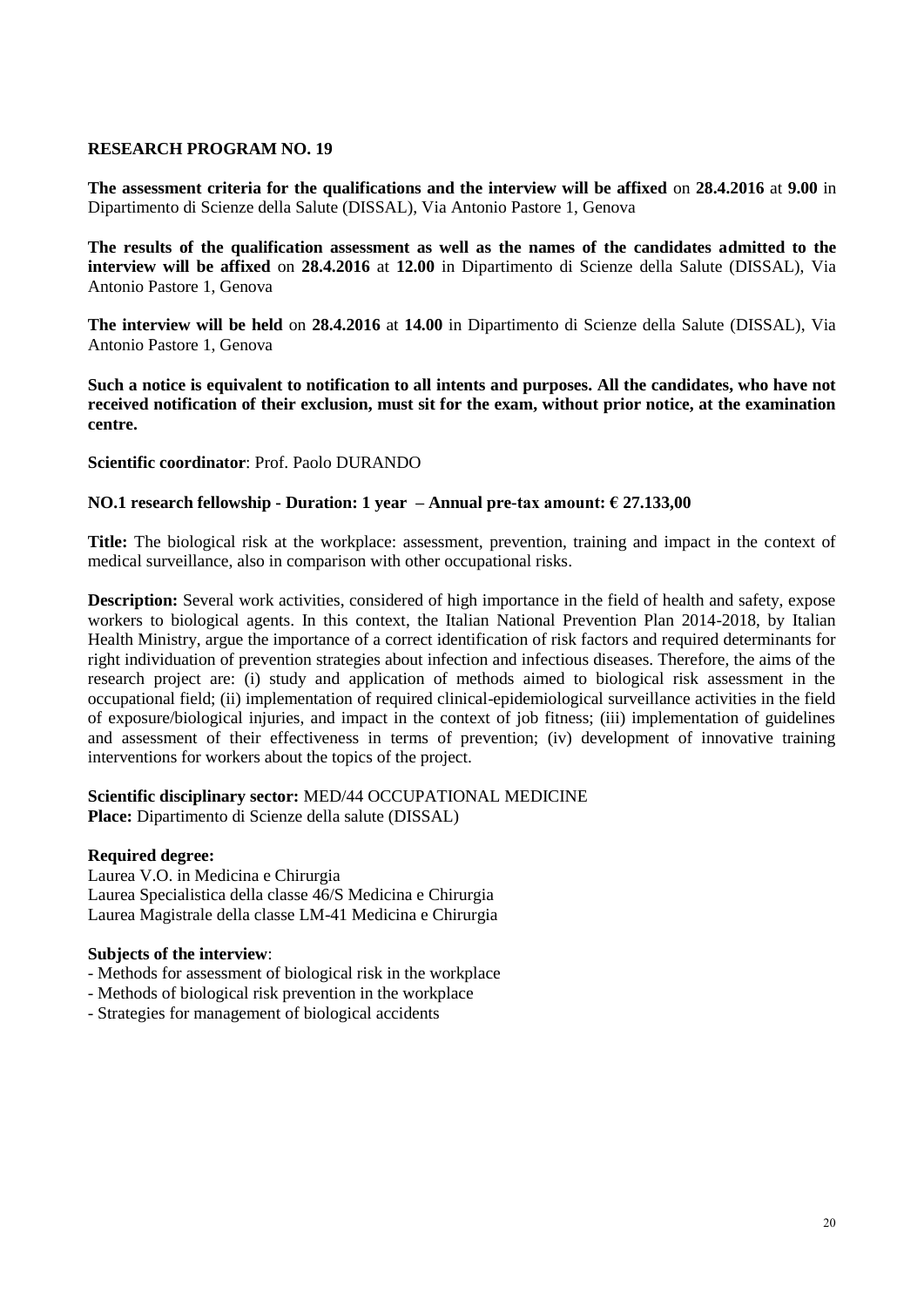**RESEARCH PROGRAM NO. 19**

**The assessment criteria for the qualifications and the interview will be affixed** on **28.4.2016** at **9.00** in Dipartimento di Scienze della Salute (DISSAL), Via Antonio Pastore 1, Genova

**The results of the qualification assessment as well as the names of the candidates admitted to the interview will be affixed** on **28.4.2016** at **12.00** in Dipartimento di Scienze della Salute (DISSAL), Via Antonio Pastore 1, Genova

**The interview will be held** on **28.4.2016** at **14.00** in Dipartimento di Scienze della Salute (DISSAL), Via Antonio Pastore 1, Genova

**Such a notice is equivalent to notification to all intents and purposes. All the candidates, who have not received notification of their exclusion, must sit for the exam, without prior notice, at the examination centre.**

**Scientific coordinator**: Prof. Paolo DURANDO

**NO.1 research fellowship - Duration: 1 year – Annual pre-tax amount: € 27.133,00**

**Title:** The biological risk at the workplace: assessment, prevention, training and impact in the context of medical surveillance, also in comparison with other occupational risks.

**Description:** Several work activities, considered of high importance in the field of health and safety, expose workers to biological agents. In this context, the Italian National Prevention Plan 2014-2018, by Italian Health Ministry, argue the importance of a correct identification of risk factors and required determinants for right individuation of prevention strategies about infection and infectious diseases. Therefore, the aims of the research project are: (i) study and application of methods aimed to biological risk assessment in the occupational field; (ii) implementation of required clinical-epidemiological surveillance activities in the field of exposure/biological injuries, and impact in the context of job fitness; (iii) implementation of guidelines and assessment of their effectiveness in terms of prevention; (iv) development of innovative training interventions for workers about the topics of the project.

**Scientific disciplinary sector:** MED/44 OCCUPATIONAL MEDICINE
**Place:** Dipartimento di Scienze della salute (DISSAL)

**Required degree:**
Laurea V.O. in Medicina e Chirurgia
Laurea Specialistica della classe 46/S Medicina e Chirurgia
Laurea Magistrale della classe LM-41 Medicina e Chirurgia

**Subjects of the interview**:
- Methods for assessment of biological risk in the workplace
- Methods of biological risk prevention in the workplace
- Strategies for management of biological accidents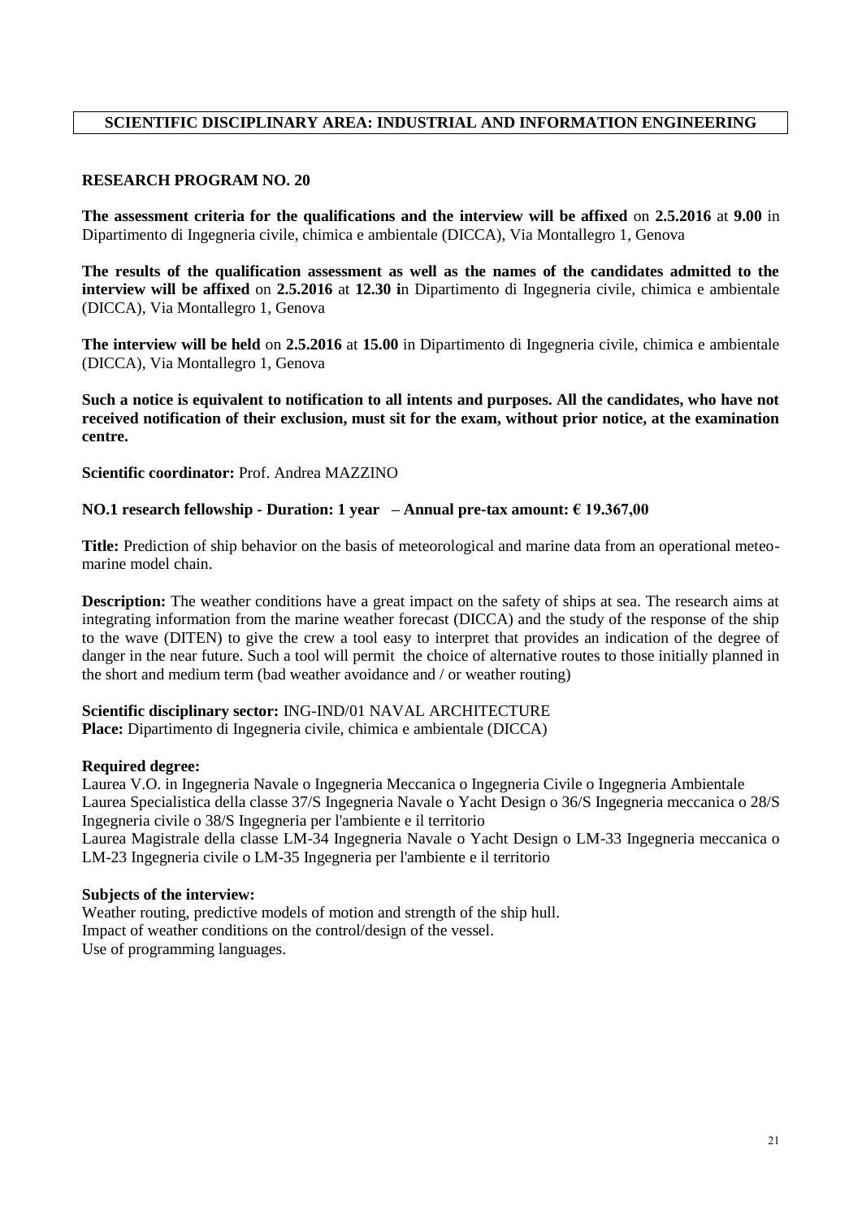## SCIENTIFIC DISCIPLINARY AREA: INDUSTRIAL AND INFORMATION ENGINEERING

### RESEARCH PROGRAM NO. 20

**The assessment criteria for the qualifications and the interview will be affixed** on **2.5.2016** at **9.00** in Dipartimento di Ingegneria civile, chimica e ambientale (DICCA), Via Montallegro 1, Genova

**The results of the qualification assessment as well as the names of the candidates admitted to the interview will be affixed** on **2.5.2016** at **12.30 i**n Dipartimento di Ingegneria civile, chimica e ambientale (DICCA), Via Montallegro 1, Genova

**The interview will be held** on **2.5.2016** at **15.00** in Dipartimento di Ingegneria civile, chimica e ambientale (DICCA), Via Montallegro 1, Genova

**Such a notice is equivalent to notification to all intents and purposes. All the candidates, who have not received notification of their exclusion, must sit for the exam, without prior notice, at the examination centre.**

**Scientific coordinator:** Prof. Andrea MAZZINO

**NO.1 research fellowship - Duration: 1 year – Annual pre-tax amount: € 19.367,00**

**Title:** Prediction of ship behavior on the basis of meteorological and marine data from an operational meteo-marine model chain.

**Description:** The weather conditions have a great impact on the safety of ships at sea. The research aims at integrating information from the marine weather forecast (DICCA) and the study of the response of the ship to the wave (DITEN) to give the crew a tool easy to interpret that provides an indication of the degree of danger in the near future. Such a tool will permit the choice of alternative routes to those initially planned in the short and medium term (bad weather avoidance and / or weather routing)

**Scientific disciplinary sector:** ING-IND/01 NAVAL ARCHITECTURE
**Place:** Dipartimento di Ingegneria civile, chimica e ambientale (DICCA)

**Required degree:**
Laurea V.O. in Ingegneria Navale o Ingegneria Meccanica o Ingegneria Civile o Ingegneria Ambientale
Laurea Specialistica della classe 37/S Ingegneria Navale o Yacht Design o 36/S Ingegneria meccanica o 28/S Ingegneria civile o 38/S Ingegneria per l'ambiente e il territorio
Laurea Magistrale della classe LM-34 Ingegneria Navale o Yacht Design o LM-33 Ingegneria meccanica o LM-23 Ingegneria civile o LM-35 Ingegneria per l'ambiente e il territorio

**Subjects of the interview:**
Weather routing, predictive models of motion and strength of the ship hull.
Impact of weather conditions on the control/design of the vessel.
Use of programming languages.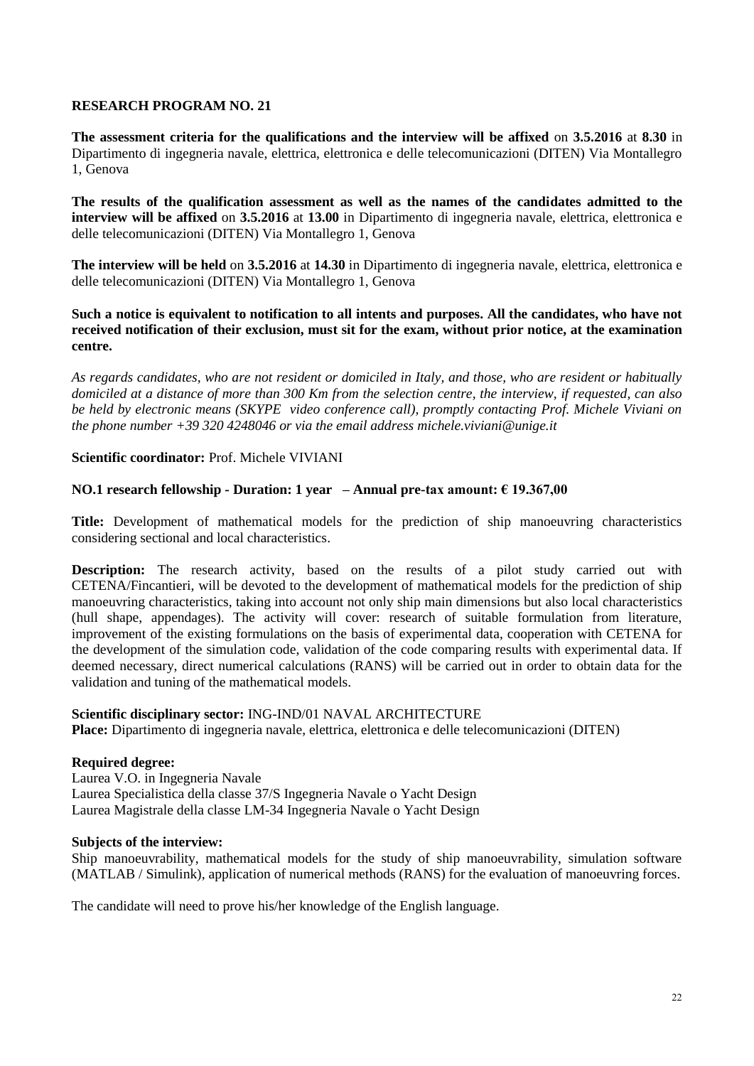**RESEARCH PROGRAM NO. 21**

**The assessment criteria for the qualifications and the interview will be affixed** on **3.5.2016** at **8.30** in Dipartimento di ingegneria navale, elettrica, elettronica e delle telecomunicazioni (DITEN) Via Montallegro 1, Genova

**The results of the qualification assessment as well as the names of the candidates admitted to the interview will be affixed** on **3.5.2016** at **13.00** in Dipartimento di ingegneria navale, elettrica, elettronica e delle telecomunicazioni (DITEN) Via Montallegro 1, Genova

**The interview will be held** on **3.5.2016** at **14.30** in Dipartimento di ingegneria navale, elettrica, elettronica e delle telecomunicazioni (DITEN) Via Montallegro 1, Genova

**Such a notice is equivalent to notification to all intents and purposes. All the candidates, who have not received notification of their exclusion, must sit for the exam, without prior notice, at the examination centre.**

*As regards candidates, who are not resident or domiciled in Italy, and those, who are resident or habitually domiciled at a distance of more than 300 Km from the selection centre, the interview, if requested, can also be held by electronic means (SKYPE video conference call), promptly contacting Prof. Michele Viviani on the phone number +39 320 4248046 or via the email address michele.viviani@unige.it*

**Scientific coordinator:** Prof. Michele VIVIANI

**NO.1 research fellowship - Duration: 1 year – Annual pre-tax amount: € 19.367,00**

**Title:** Development of mathematical models for the prediction of ship manoeuvring characteristics considering sectional and local characteristics.

**Description:** The research activity, based on the results of a pilot study carried out with CETENA/Fincantieri, will be devoted to the development of mathematical models for the prediction of ship manoeuvring characteristics, taking into account not only ship main dimensions but also local characteristics (hull shape, appendages). The activity will cover: research of suitable formulation from literature, improvement of the existing formulations on the basis of experimental data, cooperation with CETENA for the development of the simulation code, validation of the code comparing results with experimental data. If deemed necessary, direct numerical calculations (RANS) will be carried out in order to obtain data for the validation and tuning of the mathematical models.

**Scientific disciplinary sector:** ING-IND/01 NAVAL ARCHITECTURE
**Place:** Dipartimento di ingegneria navale, elettrica, elettronica e delle telecomunicazioni (DITEN)

**Required degree:**
Laurea V.O. in Ingegneria Navale
Laurea Specialistica della classe 37/S Ingegneria Navale o Yacht Design
Laurea Magistrale della classe LM-34 Ingegneria Navale o Yacht Design

**Subjects of the interview:**
Ship manoeuvrability, mathematical models for the study of ship manoeuvrability, simulation software (MATLAB / Simulink), application of numerical methods (RANS) for the evaluation of manoeuvring forces.

The candidate will need to prove his/her knowledge of the English language.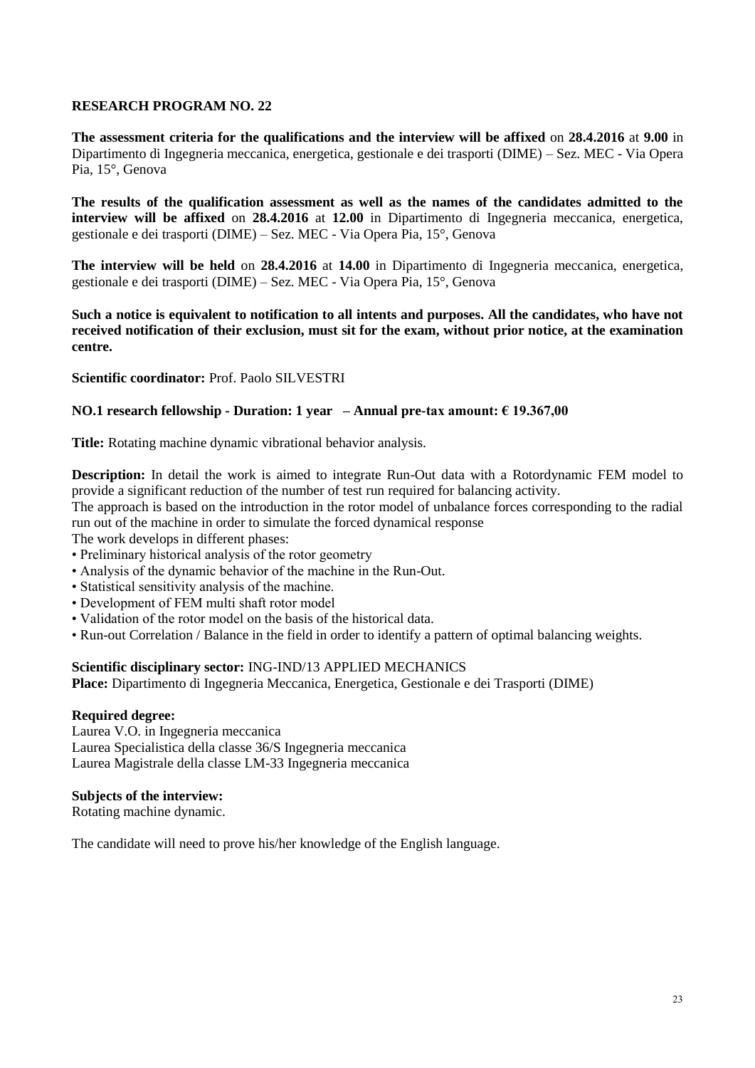**RESEARCH PROGRAM NO. 22**

**The assessment criteria for the qualifications and the interview will be affixed** on **28.4.2016** at **9.00** in Dipartimento di Ingegneria meccanica, energetica, gestionale e dei trasporti (DIME) – Sez. MEC - Via Opera Pia, 15°, Genova

**The results of the qualification assessment as well as the names of the candidates admitted to the interview will be affixed** on **28.4.2016** at **12.00** in Dipartimento di Ingegneria meccanica, energetica, gestionale e dei trasporti (DIME) – Sez. MEC - Via Opera Pia, 15°, Genova

**The interview will be held** on **28.4.2016** at **14.00** in Dipartimento di Ingegneria meccanica, energetica, gestionale e dei trasporti (DIME) – Sez. MEC - Via Opera Pia, 15°, Genova

**Such a notice is equivalent to notification to all intents and purposes. All the candidates, who have not received notification of their exclusion, must sit for the exam, without prior notice, at the examination centre.**

**Scientific coordinator:** Prof. Paolo SILVESTRI

**NO.1 research fellowship - Duration: 1 year – Annual pre-tax amount: € 19.367,00**

**Title:** Rotating machine dynamic vibrational behavior analysis.

**Description:** In detail the work is aimed to integrate Run-Out data with a Rotordynamic FEM model to provide a significant reduction of the number of test run required for balancing activity.
The approach is based on the introduction in the rotor model of unbalance forces corresponding to the radial run out of the machine in order to simulate the forced dynamical response
The work develops in different phases:

- Preliminary historical analysis of the rotor geometry
- Analysis of the dynamic behavior of the machine in the Run-Out.
- Statistical sensitivity analysis of the machine.
- Development of FEM multi shaft rotor model
- Validation of the rotor model on the basis of the historical data.
- Run-out Correlation / Balance in the field in order to identify a pattern of optimal balancing weights.

**Scientific disciplinary sector:** ING-IND/13 APPLIED MECHANICS
**Place:** Dipartimento di Ingegneria Meccanica, Energetica, Gestionale e dei Trasporti (DIME)

**Required degree:**
Laurea V.O. in Ingegneria meccanica
Laurea Specialistica della classe 36/S Ingegneria meccanica
Laurea Magistrale della classe LM-33 Ingegneria meccanica

**Subjects of the interview:**
Rotating machine dynamic.

The candidate will need to prove his/her knowledge of the English language.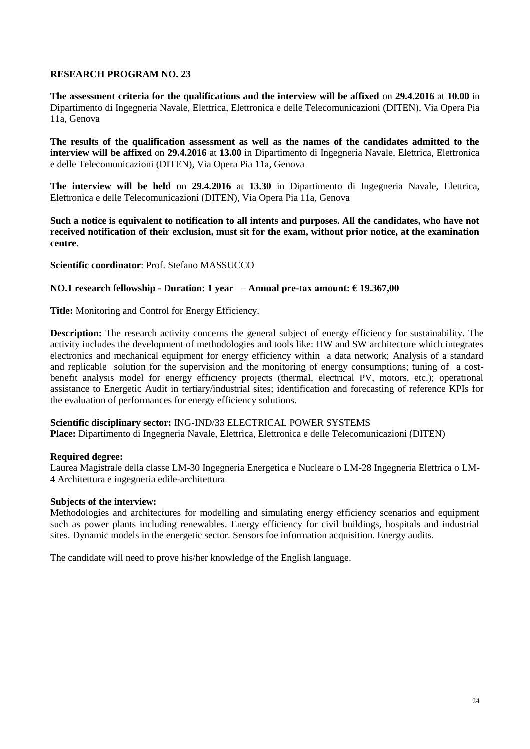## RESEARCH PROGRAM NO. 23

**The assessment criteria for the qualifications and the interview will be affixed** on **29.4.2016** at **10.00** in Dipartimento di Ingegneria Navale, Elettrica, Elettronica e delle Telecomunicazioni (DITEN), Via Opera Pia 11a, Genova

**The results of the qualification assessment as well as the names of the candidates admitted to the interview will be affixed** on **29.4.2016** at **13.00** in Dipartimento di Ingegneria Navale, Elettrica, Elettronica e delle Telecomunicazioni (DITEN), Via Opera Pia 11a, Genova

**The interview will be held** on **29.4.2016** at **13.30** in Dipartimento di Ingegneria Navale, Elettrica, Elettronica e delle Telecomunicazioni (DITEN), Via Opera Pia 11a, Genova

**Such a notice is equivalent to notification to all intents and purposes. All the candidates, who have not received notification of their exclusion, must sit for the exam, without prior notice, at the examination centre.**

**Scientific coordinator**: Prof. Stefano MASSUCCO

**NO.1 research fellowship - Duration: 1 year – Annual pre-tax amount: € 19.367,00**

**Title:** Monitoring and Control for Energy Efficiency.

**Description:** The research activity concerns the general subject of energy efficiency for sustainability. The activity includes the development of methodologies and tools like: HW and SW architecture which integrates electronics and mechanical equipment for energy efficiency within a data network; Analysis of a standard and replicable solution for the supervision and the monitoring of energy consumptions; tuning of a cost-benefit analysis model for energy efficiency projects (thermal, electrical PV, motors, etc.); operational assistance to Energetic Audit in tertiary/industrial sites; identification and forecasting of reference KPIs for the evaluation of performances for energy efficiency solutions.

**Scientific disciplinary sector:** ING-IND/33 ELECTRICAL POWER SYSTEMS
**Place:** Dipartimento di Ingegneria Navale, Elettrica, Elettronica e delle Telecomunicazioni (DITEN)

**Required degree:**
Laurea Magistrale della classe LM-30 Ingegneria Energetica e Nucleare o LM-28 Ingegneria Elettrica o LM-4 Architettura e ingegneria edile-architettura

**Subjects of the interview:**
Methodologies and architectures for modelling and simulating energy efficiency scenarios and equipment such as power plants including renewables. Energy efficiency for civil buildings, hospitals and industrial sites. Dynamic models in the energetic sector. Sensors foe information acquisition. Energy audits.

The candidate will need to prove his/her knowledge of the English language.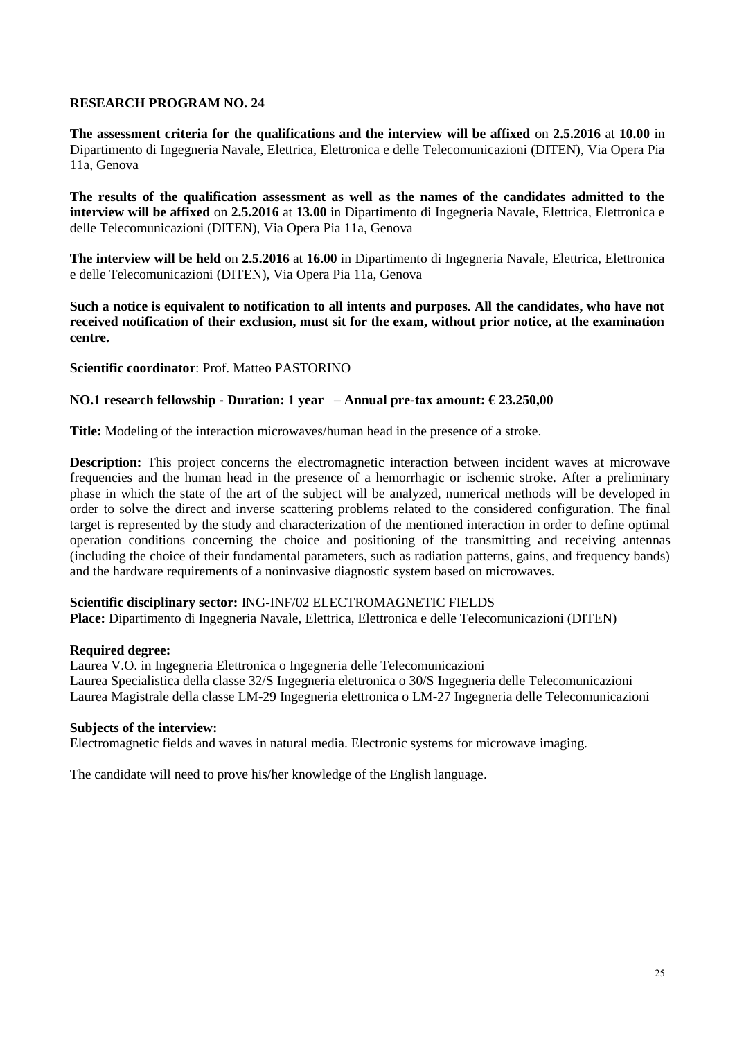## RESEARCH PROGRAM NO. 24

**The assessment criteria for the qualifications and the interview will be affixed** on **2.5.2016** at **10.00** in Dipartimento di Ingegneria Navale, Elettrica, Elettronica e delle Telecomunicazioni (DITEN), Via Opera Pia 11a, Genova

**The results of the qualification assessment as well as the names of the candidates admitted to the interview will be affixed** on **2.5.2016** at **13.00** in Dipartimento di Ingegneria Navale, Elettrica, Elettronica e delle Telecomunicazioni (DITEN), Via Opera Pia 11a, Genova

**The interview will be held** on **2.5.2016** at **16.00** in Dipartimento di Ingegneria Navale, Elettrica, Elettronica e delle Telecomunicazioni (DITEN), Via Opera Pia 11a, Genova

**Such a notice is equivalent to notification to all intents and purposes. All the candidates, who have not received notification of their exclusion, must sit for the exam, without prior notice, at the examination centre.**

**Scientific coordinator**: Prof. Matteo PASTORINO

**NO.1 research fellowship - Duration: 1 year – Annual pre-tax amount: € 23.250,00**

**Title:** Modeling of the interaction microwaves/human head in the presence of a stroke.

**Description:** This project concerns the electromagnetic interaction between incident waves at microwave frequencies and the human head in the presence of a hemorrhagic or ischemic stroke. After a preliminary phase in which the state of the art of the subject will be analyzed, numerical methods will be developed in order to solve the direct and inverse scattering problems related to the considered configuration. The final target is represented by the study and characterization of the mentioned interaction in order to define optimal operation conditions concerning the choice and positioning of the transmitting and receiving antennas (including the choice of their fundamental parameters, such as radiation patterns, gains, and frequency bands) and the hardware requirements of a noninvasive diagnostic system based on microwaves.

**Scientific disciplinary sector:** ING-INF/02 ELECTROMAGNETIC FIELDS
**Place:** Dipartimento di Ingegneria Navale, Elettrica, Elettronica e delle Telecomunicazioni (DITEN)

**Required degree:**
Laurea V.O. in Ingegneria Elettronica o Ingegneria delle Telecomunicazioni
Laurea Specialistica della classe 32/S Ingegneria elettronica o 30/S Ingegneria delle Telecomunicazioni
Laurea Magistrale della classe LM-29 Ingegneria elettronica o LM-27 Ingegneria delle Telecomunicazioni

**Subjects of the interview:**
Electromagnetic fields and waves in natural media. Electronic systems for microwave imaging.

The candidate will need to prove his/her knowledge of the English language.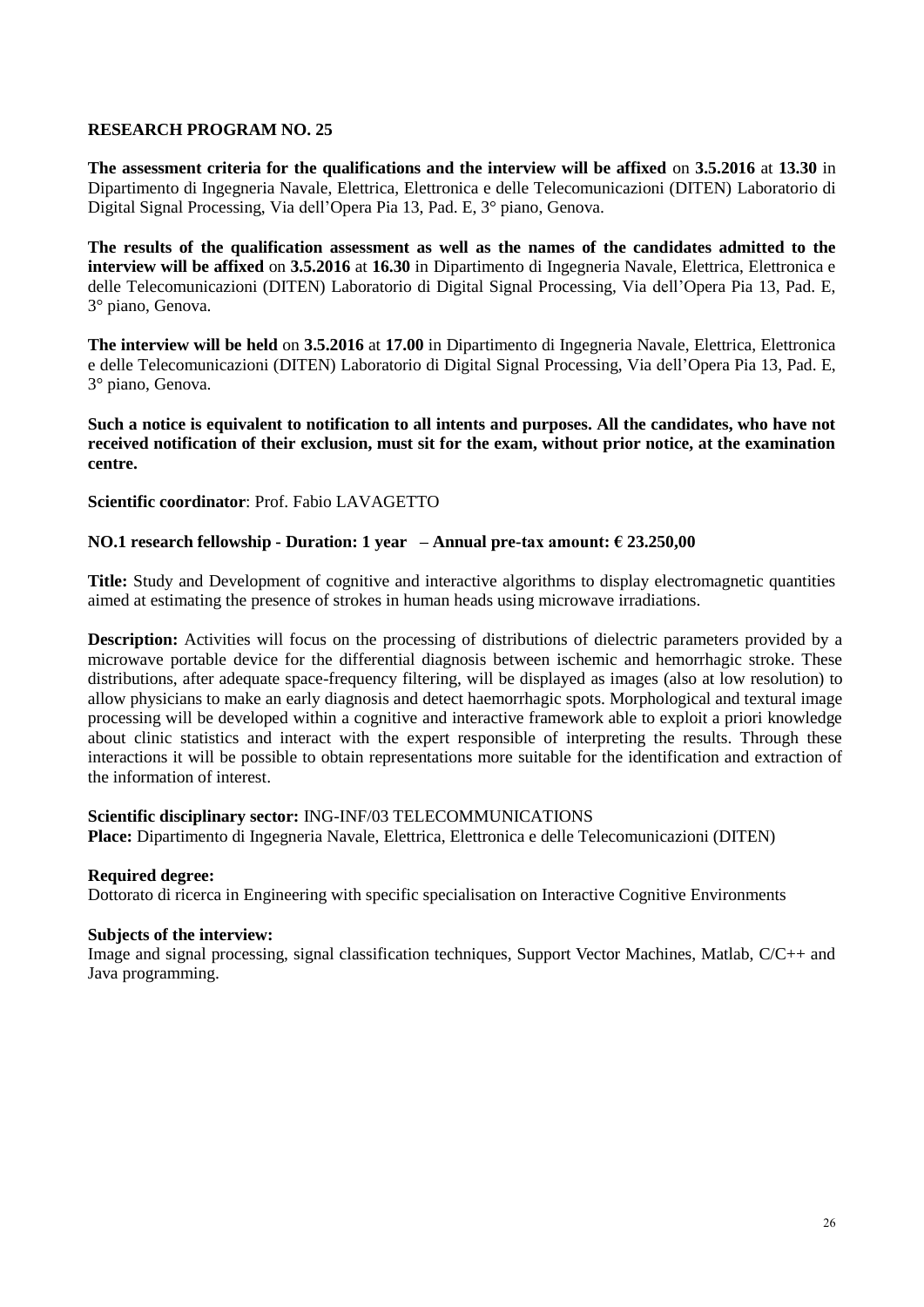**RESEARCH PROGRAM NO. 25**

**The assessment criteria for the qualifications and the interview will be affixed** on **3.5.2016** at **13.30** in Dipartimento di Ingegneria Navale, Elettrica, Elettronica e delle Telecomunicazioni (DITEN) Laboratorio di Digital Signal Processing, Via dell'Opera Pia 13, Pad. E, 3° piano, Genova.

**The results of the qualification assessment as well as the names of the candidates admitted to the interview will be affixed** on **3.5.2016** at **16.30** in Dipartimento di Ingegneria Navale, Elettrica, Elettronica e delle Telecomunicazioni (DITEN) Laboratorio di Digital Signal Processing, Via dell'Opera Pia 13, Pad. E, 3° piano, Genova.

**The interview will be held** on **3.5.2016** at **17.00** in Dipartimento di Ingegneria Navale, Elettrica, Elettronica e delle Telecomunicazioni (DITEN) Laboratorio di Digital Signal Processing, Via dell'Opera Pia 13, Pad. E, 3° piano, Genova.

**Such a notice is equivalent to notification to all intents and purposes. All the candidates, who have not received notification of their exclusion, must sit for the exam, without prior notice, at the examination centre.**

**Scientific coordinator**: Prof. Fabio LAVAGETTO

**NO.1 research fellowship - Duration: 1 year – Annual pre-tax amount: € 23.250,00**

**Title:** Study and Development of cognitive and interactive algorithms to display electromagnetic quantities aimed at estimating the presence of strokes in human heads using microwave irradiations.

**Description:** Activities will focus on the processing of distributions of dielectric parameters provided by a microwave portable device for the differential diagnosis between ischemic and hemorrhagic stroke. These distributions, after adequate space-frequency filtering, will be displayed as images (also at low resolution) to allow physicians to make an early diagnosis and detect haemorrhagic spots. Morphological and textural image processing will be developed within a cognitive and interactive framework able to exploit a priori knowledge about clinic statistics and interact with the expert responsible of interpreting the results. Through these interactions it will be possible to obtain representations more suitable for the identification and extraction of the information of interest.

**Scientific disciplinary sector:** ING-INF/03 TELECOMMUNICATIONS
**Place:** Dipartimento di Ingegneria Navale, Elettrica, Elettronica e delle Telecomunicazioni (DITEN)

**Required degree:**
Dottorato di ricerca in Engineering with specific specialisation on Interactive Cognitive Environments

**Subjects of the interview:**
Image and signal processing, signal classification techniques, Support Vector Machines, Matlab, C/C++ and Java programming.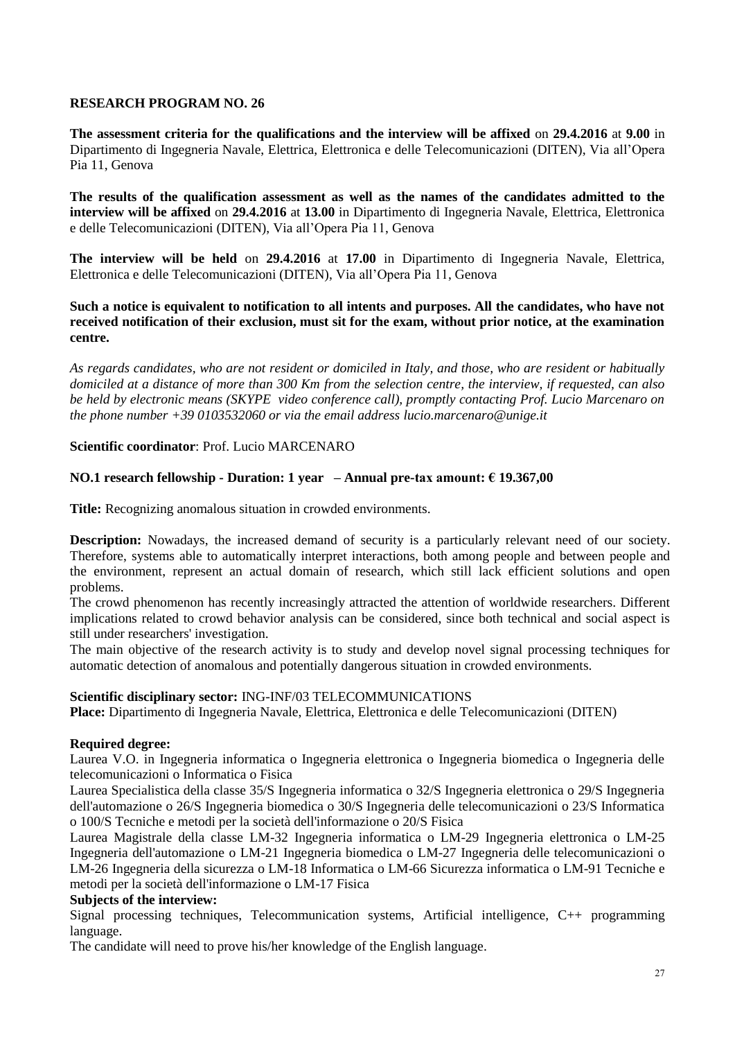**RESEARCH PROGRAM NO. 26**

**The assessment criteria for the qualifications and the interview will be affixed** on **29.4.2016** at **9.00** in Dipartimento di Ingegneria Navale, Elettrica, Elettronica e delle Telecomunicazioni (DITEN), Via all'Opera Pia 11, Genova

**The results of the qualification assessment as well as the names of the candidates admitted to the interview will be affixed** on **29.4.2016** at **13.00** in Dipartimento di Ingegneria Navale, Elettrica, Elettronica e delle Telecomunicazioni (DITEN), Via all'Opera Pia 11, Genova

**The interview will be held** on **29.4.2016** at **17.00** in Dipartimento di Ingegneria Navale, Elettrica, Elettronica e delle Telecomunicazioni (DITEN), Via all'Opera Pia 11, Genova

**Such a notice is equivalent to notification to all intents and purposes. All the candidates, who have not received notification of their exclusion, must sit for the exam, without prior notice, at the examination centre.**

*As regards candidates, who are not resident or domiciled in Italy, and those, who are resident or habitually domiciled at a distance of more than 300 Km from the selection centre, the interview, if requested, can also be held by electronic means (SKYPE video conference call), promptly contacting Prof. Lucio Marcenaro on the phone number +39 0103532060 or via the email address lucio.marcenaro@unige.it*

**Scientific coordinator**: Prof. Lucio MARCENARO

**NO.1 research fellowship - Duration: 1 year – Annual pre-tax amount: € 19.367,00**

**Title:** Recognizing anomalous situation in crowded environments.

**Description:** Nowadays, the increased demand of security is a particularly relevant need of our society. Therefore, systems able to automatically interpret interactions, both among people and between people and the environment, represent an actual domain of research, which still lack efficient solutions and open problems.
The crowd phenomenon has recently increasingly attracted the attention of worldwide researchers. Different implications related to crowd behavior analysis can be considered, since both technical and social aspect is still under researchers' investigation.
The main objective of the research activity is to study and develop novel signal processing techniques for automatic detection of anomalous and potentially dangerous situation in crowded environments.

**Scientific disciplinary sector:** ING-INF/03 TELECOMMUNICATIONS
**Place:** Dipartimento di Ingegneria Navale, Elettrica, Elettronica e delle Telecomunicazioni (DITEN)

**Required degree:**
Laurea V.O. in Ingegneria informatica o Ingegneria elettronica o Ingegneria biomedica o Ingegneria delle telecomunicazioni o Informatica o Fisica
Laurea Specialistica della classe 35/S Ingegneria informatica o 32/S Ingegneria elettronica o 29/S Ingegneria dell'automazione o 26/S Ingegneria biomedica o 30/S Ingegneria delle telecomunicazioni o 23/S Informatica o 100/S Tecniche e metodi per la società dell'informazione o 20/S Fisica
Laurea Magistrale della classe LM-32 Ingegneria informatica o LM-29 Ingegneria elettronica o LM-25 Ingegneria dell'automazione o LM-21 Ingegneria biomedica o LM-27 Ingegneria delle telecomunicazioni o LM-26 Ingegneria della sicurezza o LM-18 Informatica o LM-66 Sicurezza informatica o LM-91 Tecniche e metodi per la società dell'informazione o LM-17 Fisica

**Subjects of the interview:**
Signal processing techniques, Telecommunication systems, Artificial intelligence, C++ programming language.
The candidate will need to prove his/her knowledge of the English language.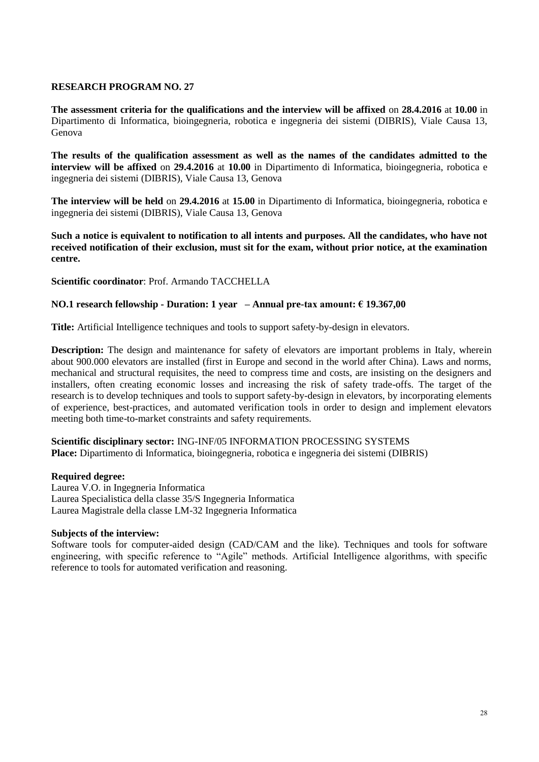## RESEARCH PROGRAM NO. 27

**The assessment criteria for the qualifications and the interview will be affixed** on **28.4.2016** at **10.00** in Dipartimento di Informatica, bioingegneria, robotica e ingegneria dei sistemi (DIBRIS), Viale Causa 13, Genova

**The results of the qualification assessment as well as the names of the candidates admitted to the interview will be affixed** on **29.4.2016** at **10.00** in Dipartimento di Informatica, bioingegneria, robotica e ingegneria dei sistemi (DIBRIS), Viale Causa 13, Genova

**The interview will be held** on **29.4.2016** at **15.00** in Dipartimento di Informatica, bioingegneria, robotica e ingegneria dei sistemi (DIBRIS), Viale Causa 13, Genova

**Such a notice is equivalent to notification to all intents and purposes. All the candidates, who have not received notification of their exclusion, must sit for the exam, without prior notice, at the examination centre.**

**Scientific coordinator**: Prof. Armando TACCHELLA

**NO.1 research fellowship - Duration: 1 year – Annual pre-tax amount: € 19.367,00**

**Title:** Artificial Intelligence techniques and tools to support safety-by-design in elevators.

**Description:** The design and maintenance for safety of elevators are important problems in Italy, wherein about 900.000 elevators are installed (first in Europe and second in the world after China). Laws and norms, mechanical and structural requisites, the need to compress time and costs, are insisting on the designers and installers, often creating economic losses and increasing the risk of safety trade-offs. The target of the research is to develop techniques and tools to support safety-by-design in elevators, by incorporating elements of experience, best-practices, and automated verification tools in order to design and implement elevators meeting both time-to-market constraints and safety requirements.

**Scientific disciplinary sector:** ING-INF/05 INFORMATION PROCESSING SYSTEMS
**Place:** Dipartimento di Informatica, bioingegneria, robotica e ingegneria dei sistemi (DIBRIS)

**Required degree:**
Laurea V.O. in Ingegneria Informatica
Laurea Specialistica della classe 35/S Ingegneria Informatica
Laurea Magistrale della classe LM-32 Ingegneria Informatica

**Subjects of the interview:**
Software tools for computer-aided design (CAD/CAM and the like). Techniques and tools for software engineering, with specific reference to "Agile" methods. Artificial Intelligence algorithms, with specific reference to tools for automated verification and reasoning.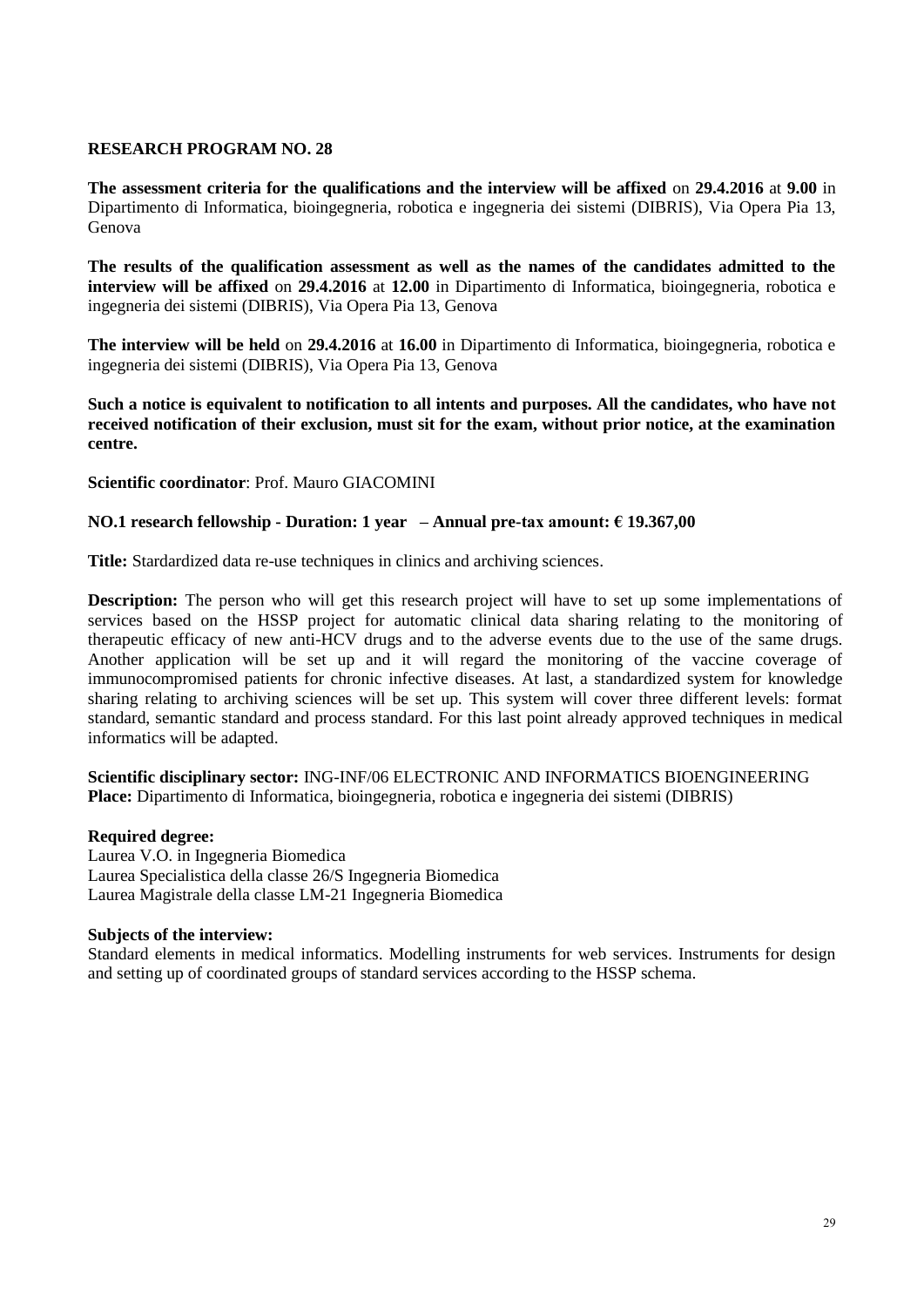**RESEARCH PROGRAM NO. 28**

**The assessment criteria for the qualifications and the interview will be affixed** on **29.4.2016** at **9.00** in Dipartimento di Informatica, bioingegneria, robotica e ingegneria dei sistemi (DIBRIS), Via Opera Pia 13, Genova

**The results of the qualification assessment as well as the names of the candidates admitted to the interview will be affixed** on **29.4.2016** at **12.00** in Dipartimento di Informatica, bioingegneria, robotica e ingegneria dei sistemi (DIBRIS), Via Opera Pia 13, Genova

**The interview will be held** on **29.4.2016** at **16.00** in Dipartimento di Informatica, bioingegneria, robotica e ingegneria dei sistemi (DIBRIS), Via Opera Pia 13, Genova

**Such a notice is equivalent to notification to all intents and purposes. All the candidates, who have not received notification of their exclusion, must sit for the exam, without prior notice, at the examination centre.**

**Scientific coordinator**: Prof. Mauro GIACOMINI

**NO.1 research fellowship - Duration: 1 year – Annual pre-tax amount: € 19.367,00**

**Title:** Stardardized data re-use techniques in clinics and archiving sciences.

**Description:** The person who will get this research project will have to set up some implementations of services based on the HSSP project for automatic clinical data sharing relating to the monitoring of therapeutic efficacy of new anti-HCV drugs and to the adverse events due to the use of the same drugs. Another application will be set up and it will regard the monitoring of the vaccine coverage of immunocompromised patients for chronic infective diseases. At last, a standardized system for knowledge sharing relating to archiving sciences will be set up. This system will cover three different levels: format standard, semantic standard and process standard. For this last point already approved techniques in medical informatics will be adapted.

**Scientific disciplinary sector:** ING-INF/06 ELECTRONIC AND INFORMATICS BIOENGINEERING
**Place:** Dipartimento di Informatica, bioingegneria, robotica e ingegneria dei sistemi (DIBRIS)

**Required degree:**
Laurea V.O. in Ingegneria Biomedica
Laurea Specialistica della classe 26/S Ingegneria Biomedica
Laurea Magistrale della classe LM-21 Ingegneria Biomedica

**Subjects of the interview:**
Standard elements in medical informatics. Modelling instruments for web services. Instruments for design and setting up of coordinated groups of standard services according to the HSSP schema.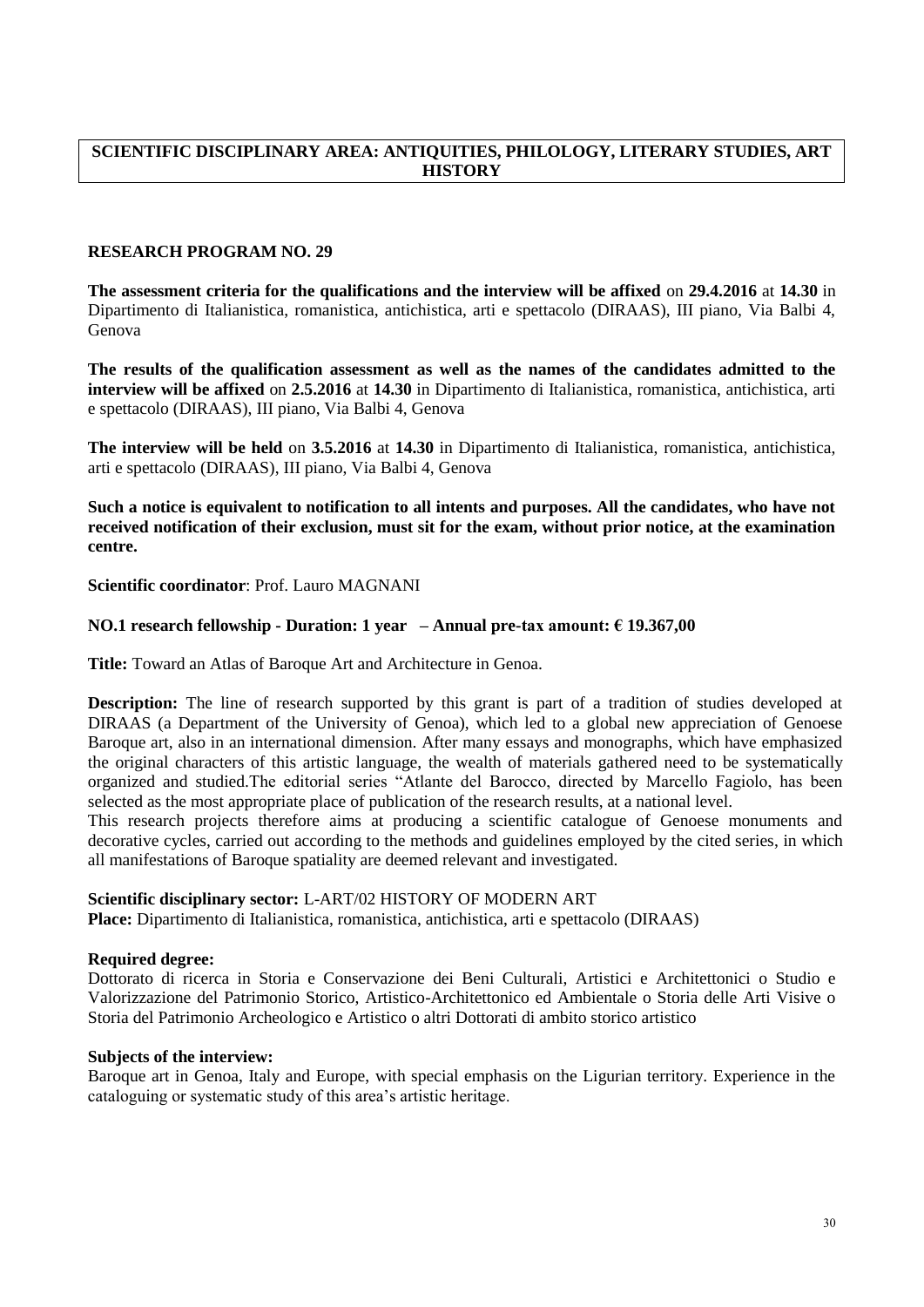## SCIENTIFIC DISCIPLINARY AREA: ANTIQUITIES, PHILOLOGY, LITERARY STUDIES, ART HISTORY

### RESEARCH PROGRAM NO. 29

**The assessment criteria for the qualifications and the interview will be affixed** on **29.4.2016** at **14.30** in Dipartimento di Italianistica, romanistica, antichistica, arti e spettacolo (DIRAAS), III piano, Via Balbi 4, Genova

**The results of the qualification assessment as well as the names of the candidates admitted to the interview will be affixed** on **2.5.2016** at **14.30** in Dipartimento di Italianistica, romanistica, antichistica, arti e spettacolo (DIRAAS), III piano, Via Balbi 4, Genova

**The interview will be held** on **3.5.2016** at **14.30** in Dipartimento di Italianistica, romanistica, antichistica, arti e spettacolo (DIRAAS), III piano, Via Balbi 4, Genova

**Such a notice is equivalent to notification to all intents and purposes. All the candidates, who have not received notification of their exclusion, must sit for the exam, without prior notice, at the examination centre.**

**Scientific coordinator**: Prof. Lauro MAGNANI

**NO.1 research fellowship - Duration: 1 year – Annual pre-tax amount: € 19.367,00**

**Title:** Toward an Atlas of Baroque Art and Architecture in Genoa.

**Description:** The line of research supported by this grant is part of a tradition of studies developed at DIRAAS (a Department of the University of Genoa), which led to a global new appreciation of Genoese Baroque art, also in an international dimension. After many essays and monographs, which have emphasized the original characters of this artistic language, the wealth of materials gathered need to be systematically organized and studied.The editorial series "Atlante del Barocco, directed by Marcello Fagiolo, has been selected as the most appropriate place of publication of the research results, at a national level.
This research projects therefore aims at producing a scientific catalogue of Genoese monuments and decorative cycles, carried out according to the methods and guidelines employed by the cited series, in which all manifestations of Baroque spatiality are deemed relevant and investigated.

**Scientific disciplinary sector:** L-ART/02 HISTORY OF MODERN ART
**Place:** Dipartimento di Italianistica, romanistica, antichistica, arti e spettacolo (DIRAAS)

**Required degree:**
Dottorato di ricerca in Storia e Conservazione dei Beni Culturali, Artistici e Architettonici o Studio e Valorizzazione del Patrimonio Storico, Artistico-Architettonico ed Ambientale o Storia delle Arti Visive o Storia del Patrimonio Archeologico e Artistico o altri Dottorati di ambito storico artistico

**Subjects of the interview:**
Baroque art in Genoa, Italy and Europe, with special emphasis on the Ligurian territory. Experience in the cataloguing or systematic study of this area's artistic heritage.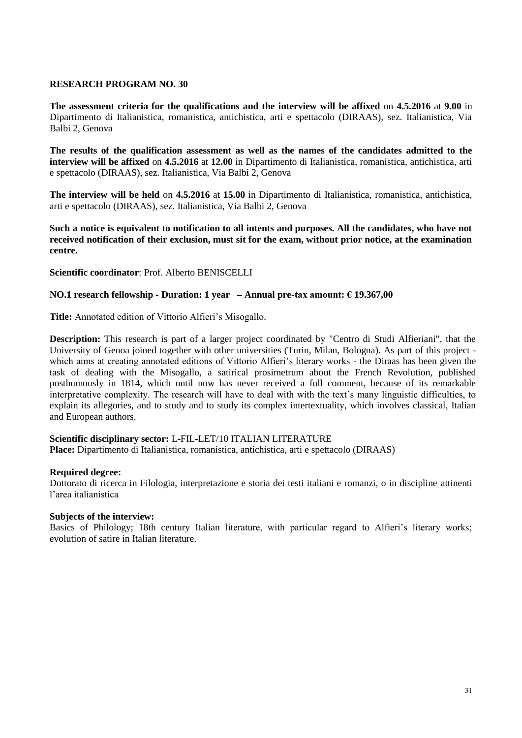**RESEARCH PROGRAM NO. 30**

**The assessment criteria for the qualifications and the interview will be affixed** on **4.5.2016** at **9.00** in Dipartimento di Italianistica, romanistica, antichistica, arti e spettacolo (DIRAAS), sez. Italianistica, Via Balbi 2, Genova

**The results of the qualification assessment as well as the names of the candidates admitted to the interview will be affixed** on **4.5.2016** at **12.00** in Dipartimento di Italianistica, romanistica, antichistica, arti e spettacolo (DIRAAS), sez. Italianistica, Via Balbi 2, Genova

**The interview will be held** on **4.5.2016** at **15.00** in Dipartimento di Italianistica, romanistica, antichistica, arti e spettacolo (DIRAAS), sez. Italianistica, Via Balbi 2, Genova

**Such a notice is equivalent to notification to all intents and purposes. All the candidates, who have not received notification of their exclusion, must sit for the exam, without prior notice, at the examination centre.**

**Scientific coordinator**: Prof. Alberto BENISCELLI

**NO.1 research fellowship - Duration: 1 year – Annual pre-tax amount: € 19.367,00**

**Title:** Annotated edition of Vittorio Alfieri's Misogallo.

**Description:** This research is part of a larger project coordinated by "Centro di Studi Alfieriani", that the University of Genoa joined together with other universities (Turin, Milan, Bologna). As part of this project - which aims at creating annotated editions of Vittorio Alfieri's literary works - the Diraas has been given the task of dealing with the Misogallo, a satirical prosimetrum about the French Revolution, published posthumously in 1814, which until now has never received a full comment, because of its remarkable interpretative complexity. The research will have to deal with with the text's many linguistic difficulties, to explain its allegories, and to study and to study its complex intertextuality, which involves classical, Italian and European authors.

**Scientific disciplinary sector:** L-FIL-LET/10 ITALIAN LITERATURE
**Place:** Dipartimento di Italianistica, romanistica, antichistica, arti e spettacolo (DIRAAS)

**Required degree:**
Dottorato di ricerca in Filologia, interpretazione e storia dei testi italiani e romanzi, o in discipline attinenti l'area italianistica

**Subjects of the interview:**
Basics of Philology; 18th century Italian literature, with particular regard to Alfieri's literary works; evolution of satire in Italian literature.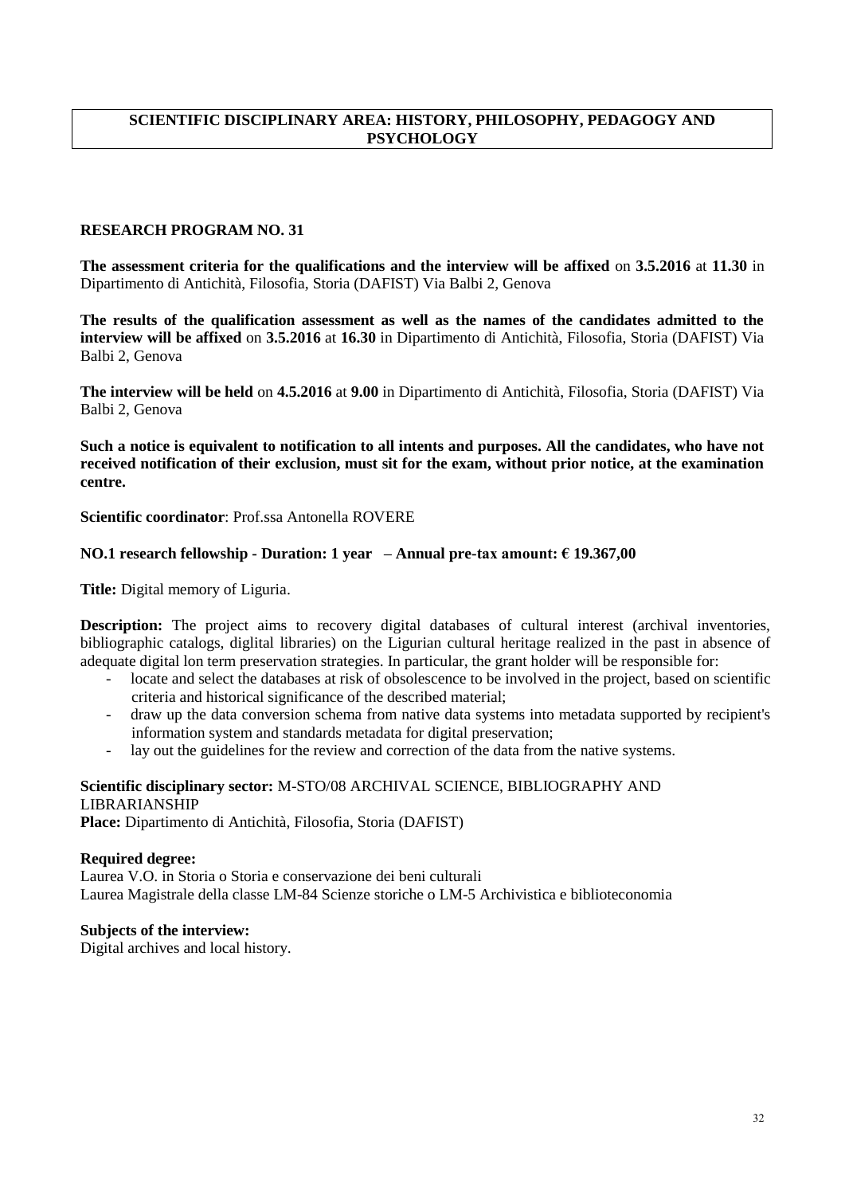## SCIENTIFIC DISCIPLINARY AREA: HISTORY, PHILOSOPHY, PEDAGOGY AND PSYCHOLOGY

### RESEARCH PROGRAM NO. 31

**The assessment criteria for the qualifications and the interview will be affixed** on **3.5.2016** at **11.30** in Dipartimento di Antichità, Filosofia, Storia (DAFIST) Via Balbi 2, Genova

**The results of the qualification assessment as well as the names of the candidates admitted to the interview will be affixed** on **3.5.2016** at **16.30** in Dipartimento di Antichità, Filosofia, Storia (DAFIST) Via Balbi 2, Genova

**The interview will be held** on **4.5.2016** at **9.00** in Dipartimento di Antichità, Filosofia, Storia (DAFIST) Via Balbi 2, Genova

**Such a notice is equivalent to notification to all intents and purposes. All the candidates, who have not received notification of their exclusion, must sit for the exam, without prior notice, at the examination centre.**

**Scientific coordinator**: Prof.ssa Antonella ROVERE

**NO.1 research fellowship - Duration: 1 year – Annual pre-tax amount: € 19.367,00**

**Title:** Digital memory of Liguria.

**Description:** The project aims to recovery digital databases of cultural interest (archival inventories, bibliographic catalogs, diglital libraries) on the Ligurian cultural heritage realized in the past in absence of adequate digital lon term preservation strategies. In particular, the grant holder will be responsible for:

- locate and select the databases at risk of obsolescence to be involved in the project, based on scientific criteria and historical significance of the described material;
- draw up the data conversion schema from native data systems into metadata supported by recipient's information system and standards metadata for digital preservation;
- lay out the guidelines for the review and correction of the data from the native systems.

**Scientific disciplinary sector:** M-STO/08 ARCHIVAL SCIENCE, BIBLIOGRAPHY AND LIBRARIANSHIP
**Place:** Dipartimento di Antichità, Filosofia, Storia (DAFIST)

**Required degree:**
Laurea V.O. in Storia o Storia e conservazione dei beni culturali
Laurea Magistrale della classe LM-84 Scienze storiche o LM-5 Archivistica e biblioteconomia

**Subjects of the interview:**
Digital archives and local history.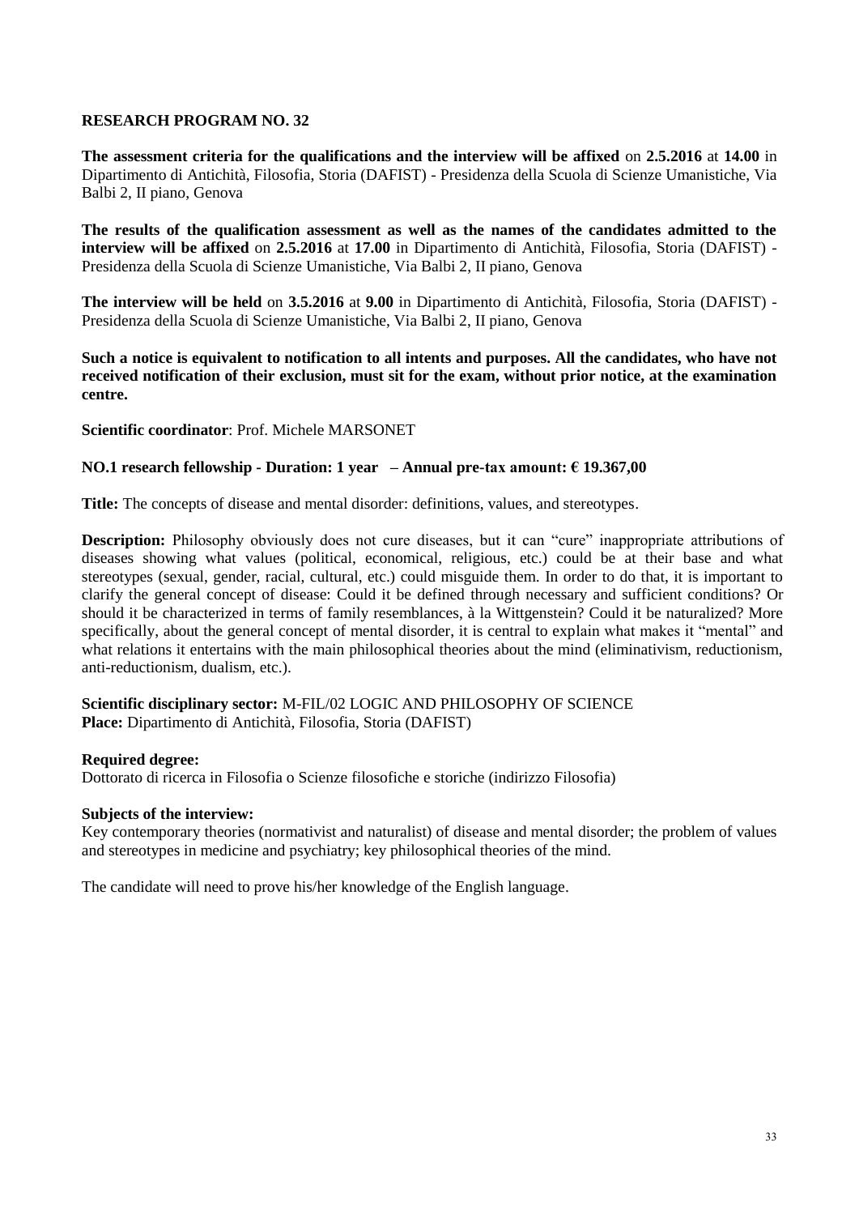## RESEARCH PROGRAM NO. 32

**The assessment criteria for the qualifications and the interview will be affixed** on **2.5.2016** at **14.00** in Dipartimento di Antichità, Filosofia, Storia (DAFIST) - Presidenza della Scuola di Scienze Umanistiche, Via Balbi 2, II piano, Genova

**The results of the qualification assessment as well as the names of the candidates admitted to the interview will be affixed** on **2.5.2016** at **17.00** in Dipartimento di Antichità, Filosofia, Storia (DAFIST) - Presidenza della Scuola di Scienze Umanistiche, Via Balbi 2, II piano, Genova

**The interview will be held** on **3.5.2016** at **9.00** in Dipartimento di Antichità, Filosofia, Storia (DAFIST) - Presidenza della Scuola di Scienze Umanistiche, Via Balbi 2, II piano, Genova

**Such a notice is equivalent to notification to all intents and purposes. All the candidates, who have not received notification of their exclusion, must sit for the exam, without prior notice, at the examination centre.**

**Scientific coordinator**: Prof. Michele MARSONET

**NO.1 research fellowship - Duration: 1 year – Annual pre-tax amount: € 19.367,00**

**Title:** The concepts of disease and mental disorder: definitions, values, and stereotypes.

**Description:** Philosophy obviously does not cure diseases, but it can "cure" inappropriate attributions of diseases showing what values (political, economical, religious, etc.) could be at their base and what stereotypes (sexual, gender, racial, cultural, etc.) could misguide them. In order to do that, it is important to clarify the general concept of disease: Could it be defined through necessary and sufficient conditions? Or should it be characterized in terms of family resemblances, à la Wittgenstein? Could it be naturalized? More specifically, about the general concept of mental disorder, it is central to explain what makes it "mental" and what relations it entertains with the main philosophical theories about the mind (eliminativism, reductionism, anti-reductionism, dualism, etc.).

**Scientific disciplinary sector:** M-FIL/02 LOGIC AND PHILOSOPHY OF SCIENCE
**Place:** Dipartimento di Antichità, Filosofia, Storia (DAFIST)

**Required degree:**
Dottorato di ricerca in Filosofia o Scienze filosofiche e storiche (indirizzo Filosofia)

**Subjects of the interview:**
Key contemporary theories (normativist and naturalist) of disease and mental disorder; the problem of values and stereotypes in medicine and psychiatry; key philosophical theories of the mind.

The candidate will need to prove his/her knowledge of the English language.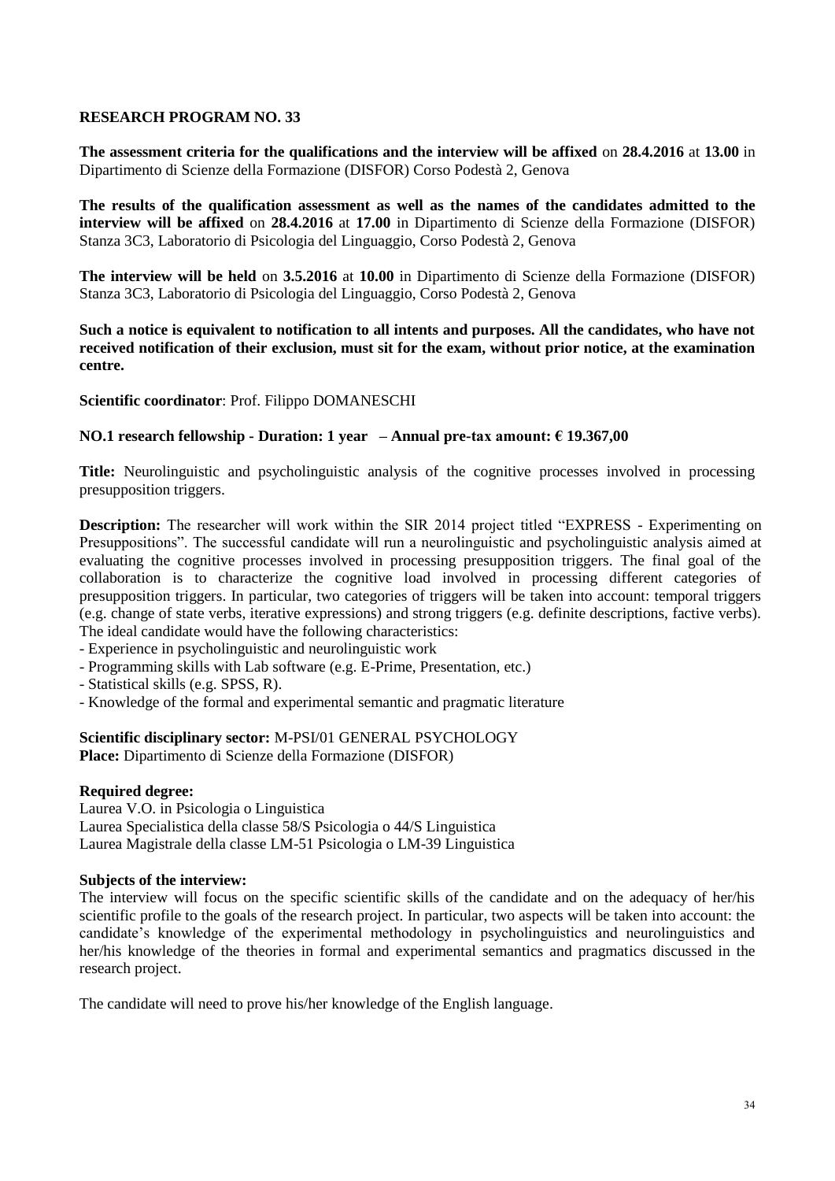**RESEARCH PROGRAM NO. 33**

**The assessment criteria for the qualifications and the interview will be affixed** on **28.4.2016** at **13.00** in Dipartimento di Scienze della Formazione (DISFOR) Corso Podestà 2, Genova

**The results of the qualification assessment as well as the names of the candidates admitted to the interview will be affixed** on **28.4.2016** at **17.00** in Dipartimento di Scienze della Formazione (DISFOR) Stanza 3C3, Laboratorio di Psicologia del Linguaggio, Corso Podestà 2, Genova

**The interview will be held** on **3.5.2016** at **10.00** in Dipartimento di Scienze della Formazione (DISFOR) Stanza 3C3, Laboratorio di Psicologia del Linguaggio, Corso Podestà 2, Genova

**Such a notice is equivalent to notification to all intents and purposes. All the candidates, who have not received notification of their exclusion, must sit for the exam, without prior notice, at the examination centre.**

**Scientific coordinator**: Prof. Filippo DOMANESCHI

**NO.1 research fellowship - Duration: 1 year – Annual pre-tax amount: € 19.367,00**

**Title:** Neurolinguistic and psycholinguistic analysis of the cognitive processes involved in processing presupposition triggers.

**Description:** The researcher will work within the SIR 2014 project titled "EXPRESS - Experimenting on Presuppositions". The successful candidate will run a neurolinguistic and psycholinguistic analysis aimed at evaluating the cognitive processes involved in processing presupposition triggers. The final goal of the collaboration is to characterize the cognitive load involved in processing different categories of presupposition triggers. In particular, two categories of triggers will be taken into account: temporal triggers (e.g. change of state verbs, iterative expressions) and strong triggers (e.g. definite descriptions, factive verbs). The ideal candidate would have the following characteristics:

- Experience in psycholinguistic and neurolinguistic work
- Programming skills with Lab software (e.g. E-Prime, Presentation, etc.)
- Statistical skills (e.g. SPSS, R).
- Knowledge of the formal and experimental semantic and pragmatic literature

**Scientific disciplinary sector:** M-PSI/01 GENERAL PSYCHOLOGY
**Place:** Dipartimento di Scienze della Formazione (DISFOR)

**Required degree:**
Laurea V.O. in Psicologia o Linguistica
Laurea Specialistica della classe 58/S Psicologia o 44/S Linguistica
Laurea Magistrale della classe LM-51 Psicologia o LM-39 Linguistica

**Subjects of the interview:**
The interview will focus on the specific scientific skills of the candidate and on the adequacy of her/his scientific profile to the goals of the research project. In particular, two aspects will be taken into account: the candidate's knowledge of the experimental methodology in psycholinguistics and neurolinguistics and her/his knowledge of the theories in formal and experimental semantics and pragmatics discussed in the research project.

The candidate will need to prove his/her knowledge of the English language.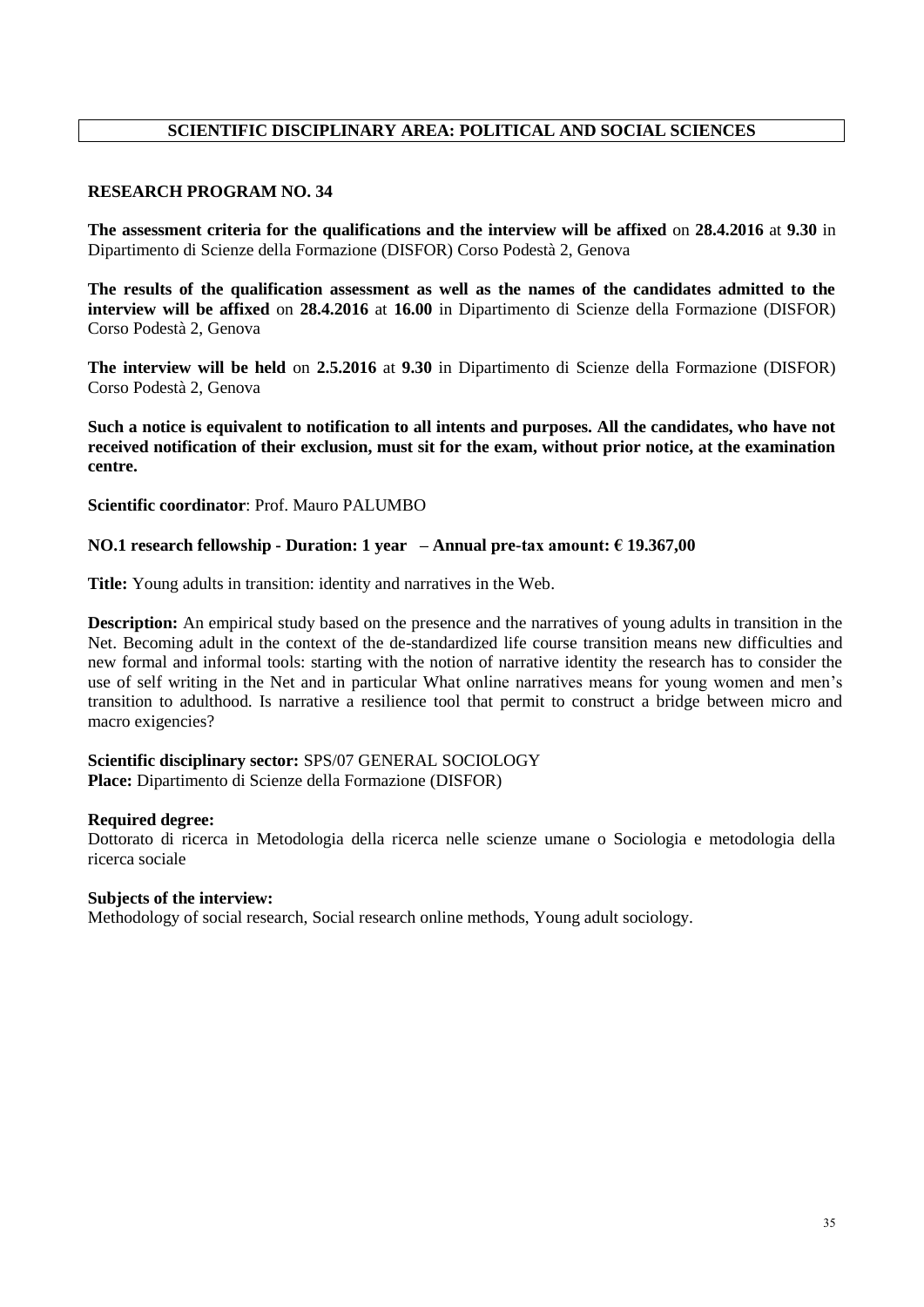## SCIENTIFIC DISCIPLINARY AREA: POLITICAL AND SOCIAL SCIENCES

### RESEARCH PROGRAM NO. 34

**The assessment criteria for the qualifications and the interview will be affixed** on **28.4.2016** at **9.30** in Dipartimento di Scienze della Formazione (DISFOR) Corso Podestà 2, Genova

**The results of the qualification assessment as well as the names of the candidates admitted to the interview will be affixed** on **28.4.2016** at **16.00** in Dipartimento di Scienze della Formazione (DISFOR) Corso Podestà 2, Genova

**The interview will be held** on **2.5.2016** at **9.30** in Dipartimento di Scienze della Formazione (DISFOR) Corso Podestà 2, Genova

**Such a notice is equivalent to notification to all intents and purposes. All the candidates, who have not received notification of their exclusion, must sit for the exam, without prior notice, at the examination centre.**

**Scientific coordinator**: Prof. Mauro PALUMBO

**NO.1 research fellowship - Duration: 1 year – Annual pre-tax amount: € 19.367,00**

**Title:** Young adults in transition: identity and narratives in the Web.

**Description:** An empirical study based on the presence and the narratives of young adults in transition in the Net. Becoming adult in the context of the de-standardized life course transition means new difficulties and new formal and informal tools: starting with the notion of narrative identity the research has to consider the use of self writing in the Net and in particular What online narratives means for young women and men's transition to adulthood. Is narrative a resilience tool that permit to construct a bridge between micro and macro exigencies?

**Scientific disciplinary sector:** SPS/07 GENERAL SOCIOLOGY
**Place:** Dipartimento di Scienze della Formazione (DISFOR)

**Required degree:**
Dottorato di ricerca in Metodologia della ricerca nelle scienze umane o Sociologia e metodologia della ricerca sociale

**Subjects of the interview:**
Methodology of social research, Social research online methods, Young adult sociology.